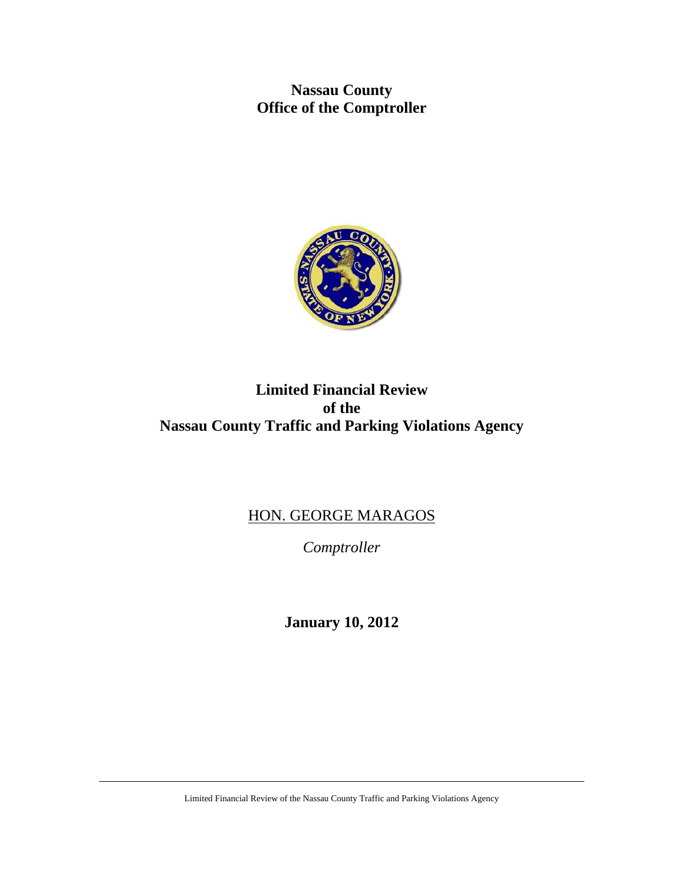**Nassau County**
**Office of the Comptroller**

# Limited Financial Review of the Nassau County Traffic and Parking Violations Agency

HON. GEORGE MARAGOS

*Comptroller*

**January 10, 2012**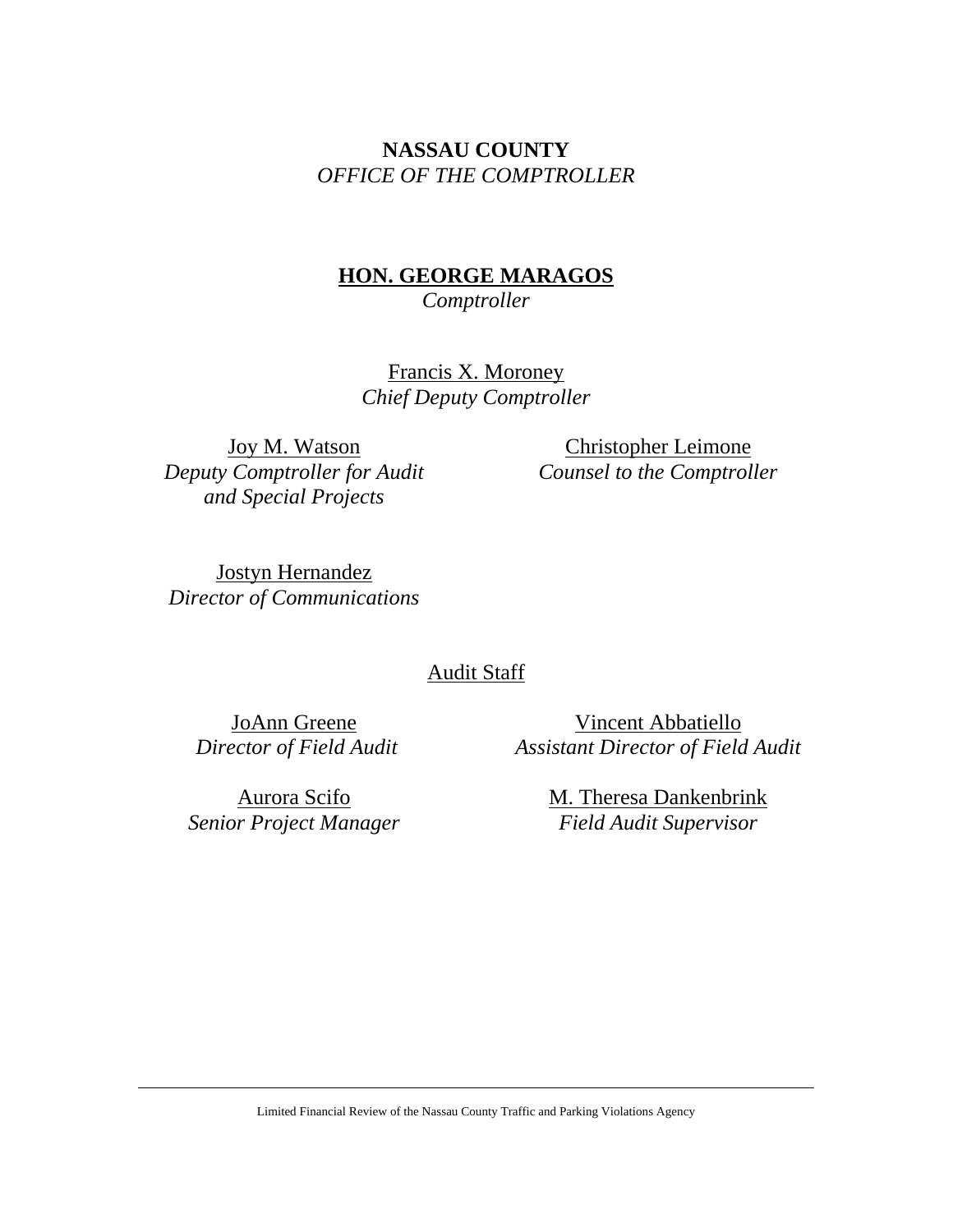**NASSAU COUNTY**
*OFFICE OF THE COMPTROLLER*

**HON. GEORGE MARAGOS**
*Comptroller*

Francis X. Moroney
*Chief Deputy Comptroller*

Joy M. Watson
*Deputy Comptroller for Audit and Special Projects*

Christopher Leimone
*Counsel to the Comptroller*

Jostyn Hernandez
*Director of Communications*

Audit Staff

JoAnn Greene
*Director of Field Audit*

Vincent Abbatiello
*Assistant Director of Field Audit*

Aurora Scifo
*Senior Project Manager*

M. Theresa Dankenbrink
*Field Audit Supervisor*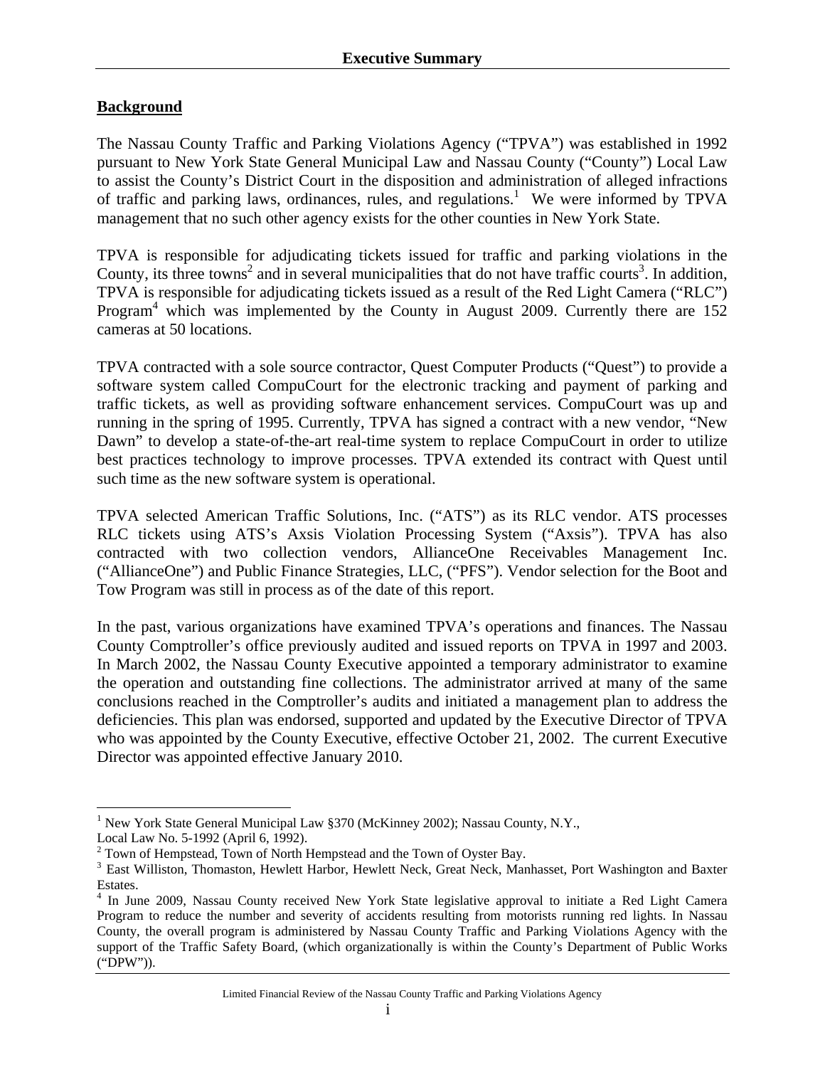## Executive Summary

**Background**

The Nassau County Traffic and Parking Violations Agency ("TPVA") was established in 1992 pursuant to New York State General Municipal Law and Nassau County ("County") Local Law to assist the County's District Court in the disposition and administration of alleged infractions of traffic and parking laws, ordinances, rules, and regulations.[1] We were informed by TPVA management that no such other agency exists for the other counties in New York State.

TPVA is responsible for adjudicating tickets issued for traffic and parking violations in the County, its three towns[2] and in several municipalities that do not have traffic courts[3]. In addition, TPVA is responsible for adjudicating tickets issued as a result of the Red Light Camera ("RLC") Program[4] which was implemented by the County in August 2009. Currently there are 152 cameras at 50 locations.

TPVA contracted with a sole source contractor, Quest Computer Products ("Quest") to provide a software system called CompuCourt for the electronic tracking and payment of parking and traffic tickets, as well as providing software enhancement services. CompuCourt was up and running in the spring of 1995. Currently, TPVA has signed a contract with a new vendor, "New Dawn" to develop a state-of-the-art real-time system to replace CompuCourt in order to utilize best practices technology to improve processes. TPVA extended its contract with Quest until such time as the new software system is operational.

TPVA selected American Traffic Solutions, Inc. ("ATS") as its RLC vendor. ATS processes RLC tickets using ATS's Axsis Violation Processing System ("Axsis"). TPVA has also contracted with two collection vendors, AllianceOne Receivables Management Inc. ("AllianceOne") and Public Finance Strategies, LLC, ("PFS"). Vendor selection for the Boot and Tow Program was still in process as of the date of this report.

In the past, various organizations have examined TPVA's operations and finances. The Nassau County Comptroller's office previously audited and issued reports on TPVA in 1997 and 2003. In March 2002, the Nassau County Executive appointed a temporary administrator to examine the operation and outstanding fine collections. The administrator arrived at many of the same conclusions reached in the Comptroller's audits and initiated a management plan to address the deficiencies. This plan was endorsed, supported and updated by the Executive Director of TPVA who was appointed by the County Executive, effective October 21, 2002. The current Executive Director was appointed effective January 2010.

---

[1] New York State General Municipal Law §370 (McKinney 2002); Nassau County, N.Y., Local Law No. 5-1992 (April 6, 1992).

[2] Town of Hempstead, Town of North Hempstead and the Town of Oyster Bay.

[3] East Williston, Thomaston, Hewlett Harbor, Hewlett Neck, Great Neck, Manhasset, Port Washington and Baxter Estates.

[4] In June 2009, Nassau County received New York State legislative approval to initiate a Red Light Camera Program to reduce the number and severity of accidents resulting from motorists running red lights. In Nassau County, the overall program is administered by Nassau County Traffic and Parking Violations Agency with the support of the Traffic Safety Board, (which organizationally is within the County's Department of Public Works ("DPW")).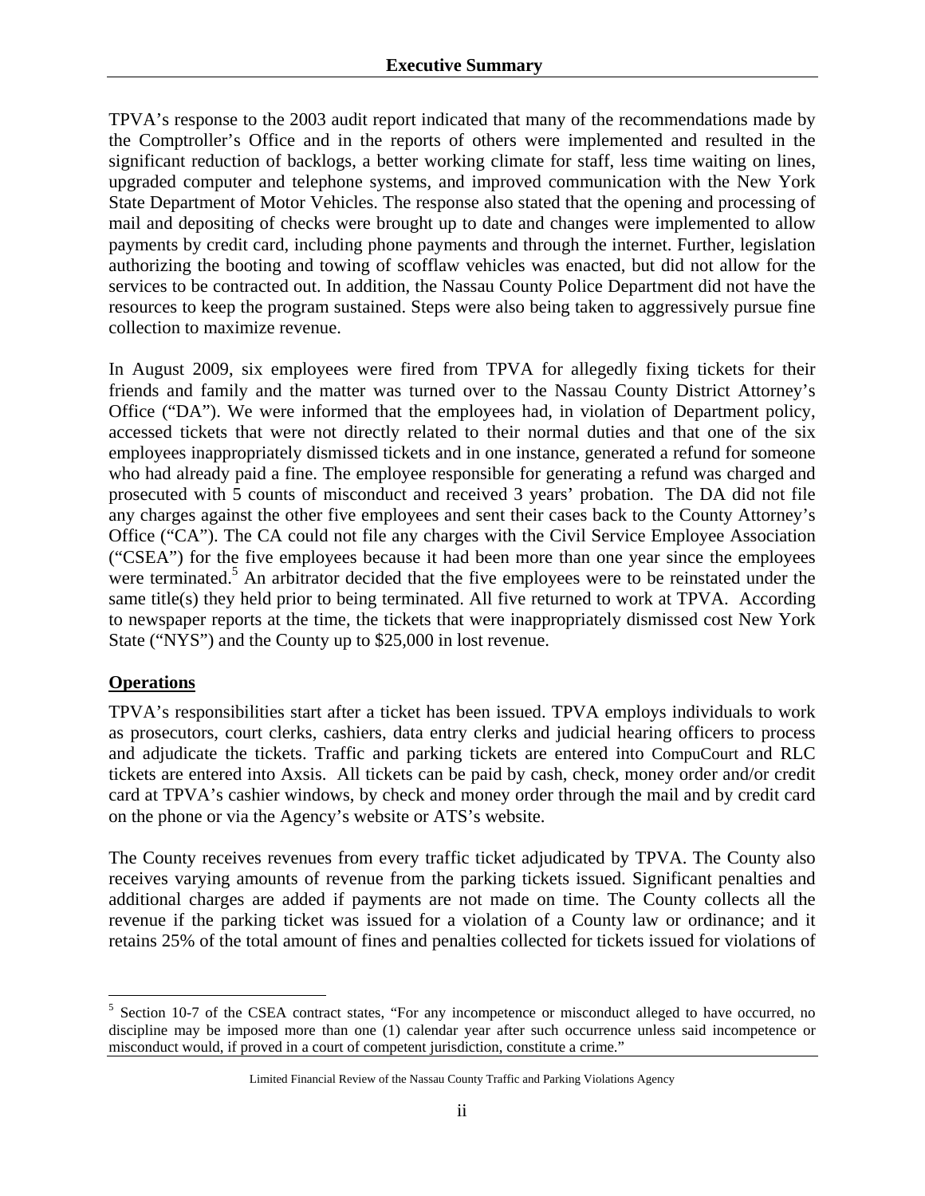TPVA's response to the 2003 audit report indicated that many of the recommendations made by the Comptroller's Office and in the reports of others were implemented and resulted in the significant reduction of backlogs, a better working climate for staff, less time waiting on lines, upgraded computer and telephone systems, and improved communication with the New York State Department of Motor Vehicles. The response also stated that the opening and processing of mail and depositing of checks were brought up to date and changes were implemented to allow payments by credit card, including phone payments and through the internet. Further, legislation authorizing the booting and towing of scofflaw vehicles was enacted, but did not allow for the services to be contracted out. In addition, the Nassau County Police Department did not have the resources to keep the program sustained. Steps were also being taken to aggressively pursue fine collection to maximize revenue.

In August 2009, six employees were fired from TPVA for allegedly fixing tickets for their friends and family and the matter was turned over to the Nassau County District Attorney's Office ("DA"). We were informed that the employees had, in violation of Department policy, accessed tickets that were not directly related to their normal duties and that one of the six employees inappropriately dismissed tickets and in one instance, generated a refund for someone who had already paid a fine. The employee responsible for generating a refund was charged and prosecuted with 5 counts of misconduct and received 3 years' probation. The DA did not file any charges against the other five employees and sent their cases back to the County Attorney's Office ("CA"). The CA could not file any charges with the Civil Service Employee Association ("CSEA") for the five employees because it had been more than one year since the employees were terminated.[5] An arbitrator decided that the five employees were to be reinstated under the same title(s) they held prior to being terminated. All five returned to work at TPVA. According to newspaper reports at the time, the tickets that were inappropriately dismissed cost New York State ("NYS") and the County up to $25,000 in lost revenue.

## Operations

TPVA's responsibilities start after a ticket has been issued. TPVA employs individuals to work as prosecutors, court clerks, cashiers, data entry clerks and judicial hearing officers to process and adjudicate the tickets. Traffic and parking tickets are entered into CompuCourt and RLC tickets are entered into Axsis. All tickets can be paid by cash, check, money order and/or credit card at TPVA's cashier windows, by check and money order through the mail and by credit card on the phone or via the Agency's website or ATS's website.

The County receives revenues from every traffic ticket adjudicated by TPVA. The County also receives varying amounts of revenue from the parking tickets issued. Significant penalties and additional charges are added if payments are not made on time. The County collects all the revenue if the parking ticket was issued for a violation of a County law or ordinance; and it retains 25% of the total amount of fines and penalties collected for tickets issued for violations of

[5] Section 10-7 of the CSEA contract states, "For any incompetence or misconduct alleged to have occurred, no discipline may be imposed more than one (1) calendar year after such occurrence unless said incompetence or misconduct would, if proved in a court of competent jurisdiction, constitute a crime."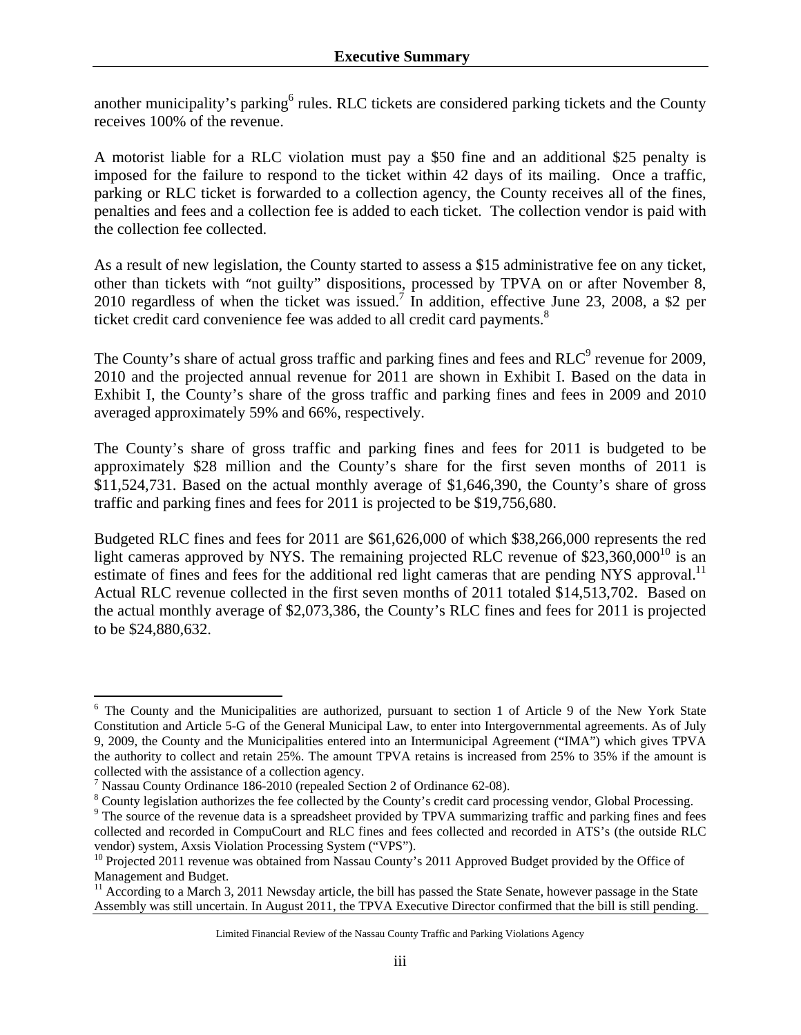another municipality's parking[6] rules. RLC tickets are considered parking tickets and the County receives 100% of the revenue.

A motorist liable for a RLC violation must pay a $50 fine and an additional $25 penalty is imposed for the failure to respond to the ticket within 42 days of its mailing. Once a traffic, parking or RLC ticket is forwarded to a collection agency, the County receives all of the fines, penalties and fees and a collection fee is added to each ticket. The collection vendor is paid with the collection fee collected.

As a result of new legislation, the County started to assess a $15 administrative fee on any ticket, other than tickets with "not guilty" dispositions, processed by TPVA on or after November 8, 2010 regardless of when the ticket was issued.[7] In addition, effective June 23, 2008, a $2 per ticket credit card convenience fee was added to all credit card payments.[8]

The County's share of actual gross traffic and parking fines and fees and RLC[9] revenue for 2009, 2010 and the projected annual revenue for 2011 are shown in Exhibit I. Based on the data in Exhibit I, the County's share of the gross traffic and parking fines and fees in 2009 and 2010 averaged approximately 59% and 66%, respectively.

The County's share of gross traffic and parking fines and fees for 2011 is budgeted to be approximately $28 million and the County's share for the first seven months of 2011 is $11,524,731. Based on the actual monthly average of $1,646,390, the County's share of gross traffic and parking fines and fees for 2011 is projected to be $19,756,680.

Budgeted RLC fines and fees for 2011 are $61,626,000 of which $38,266,000 represents the red light cameras approved by NYS. The remaining projected RLC revenue of $23,360,000[10] is an estimate of fines and fees for the additional red light cameras that are pending NYS approval.[11] Actual RLC revenue collected in the first seven months of 2011 totaled $14,513,702. Based on the actual monthly average of $2,073,386, the County's RLC fines and fees for 2011 is projected to be $24,880,632.

---

[6] The County and the Municipalities are authorized, pursuant to section 1 of Article 9 of the New York State Constitution and Article 5-G of the General Municipal Law, to enter into Intergovernmental agreements. As of July 9, 2009, the County and the Municipalities entered into an Intermunicipal Agreement ("IMA") which gives TPVA the authority to collect and retain 25%. The amount TPVA retains is increased from 25% to 35% if the amount is collected with the assistance of a collection agency.

[7] Nassau County Ordinance 186-2010 (repealed Section 2 of Ordinance 62-08).

[8] County legislation authorizes the fee collected by the County's credit card processing vendor, Global Processing.

[9] The source of the revenue data is a spreadsheet provided by TPVA summarizing traffic and parking fines and fees collected and recorded in CompuCourt and RLC fines and fees collected and recorded in ATS's (the outside RLC vendor) system, Axsis Violation Processing System ("VPS").

[10] Projected 2011 revenue was obtained from Nassau County's 2011 Approved Budget provided by the Office of Management and Budget.

[11] According to a March 3, 2011 Newsday article, the bill has passed the State Senate, however passage in the State Assembly was still uncertain. In August 2011, the TPVA Executive Director confirmed that the bill is still pending.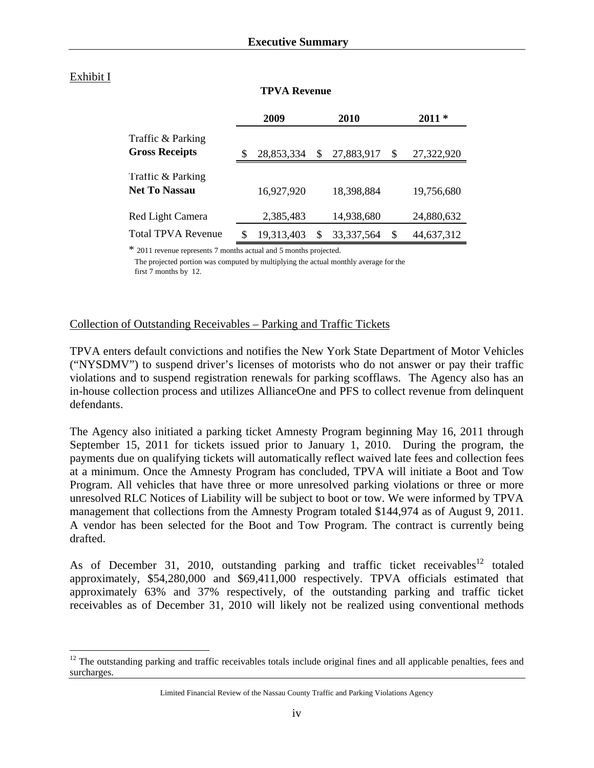Exhibit I

**TPVA Revenue**

| | 2009 | 2010 | 2011 * |
|---|---|---|---|
| Traffic & Parking **Gross Receipts** | $ 28,853,334 | $ 27,883,917 | $ 27,322,920 |
| Traffic & Parking **Net To Nassau** | 16,927,920 | 18,398,884 | 19,756,680 |
| Red Light Camera | 2,385,483 | 14,938,680 | 24,880,632 |
| Total TPVA Revenue | $ 19,313,403 | $ 33,337,564 | $ 44,637,312 |

* 2011 revenue represents 7 months actual and 5 months projected.
The projected portion was computed by multiplying the actual monthly average for the first 7 months by 12.

Collection of Outstanding Receivables – Parking and Traffic Tickets

TPVA enters default convictions and notifies the New York State Department of Motor Vehicles ("NYSDMV") to suspend driver's licenses of motorists who do not answer or pay their traffic violations and to suspend registration renewals for parking scofflaws. The Agency also has an in-house collection process and utilizes AllianceOne and PFS to collect revenue from delinquent defendants.

The Agency also initiated a parking ticket Amnesty Program beginning May 16, 2011 through September 15, 2011 for tickets issued prior to January 1, 2010. During the program, the payments due on qualifying tickets will automatically reflect waived late fees and collection fees at a minimum. Once the Amnesty Program has concluded, TPVA will initiate a Boot and Tow Program. All vehicles that have three or more unresolved parking violations or three or more unresolved RLC Notices of Liability will be subject to boot or tow. We were informed by TPVA management that collections from the Amnesty Program totaled $144,974 as of August 9, 2011. A vendor has been selected for the Boot and Tow Program. The contract is currently being drafted.

As of December 31, 2010, outstanding parking and traffic ticket receivables[12] totaled approximately, $54,280,000 and $69,411,000 respectively. TPVA officials estimated that approximately 63% and 37% respectively, of the outstanding parking and traffic ticket receivables as of December 31, 2010 will likely not be realized using conventional methods

[12] The outstanding parking and traffic receivables totals include original fines and all applicable penalties, fees and surcharges.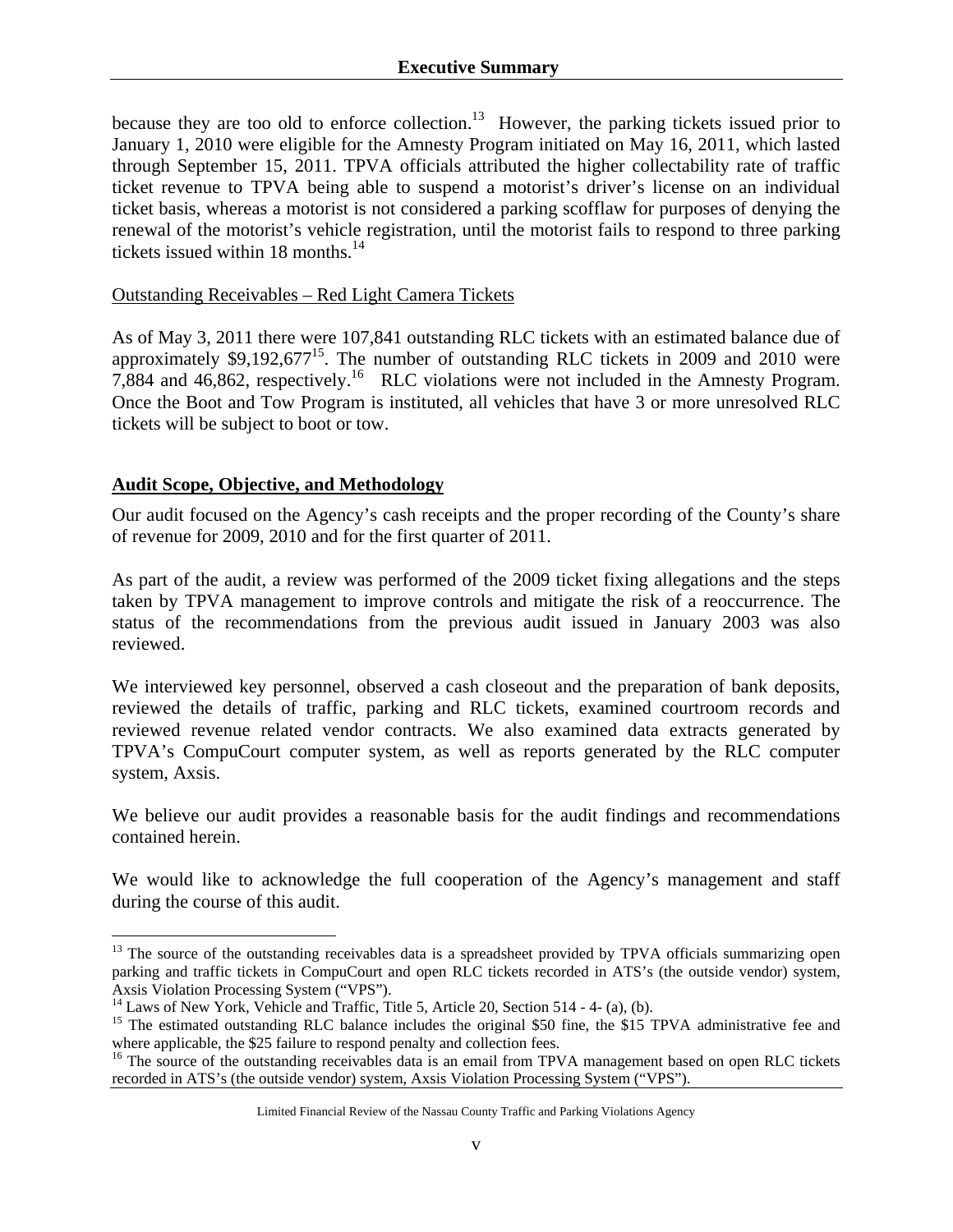because they are too old to enforce collection.[13] However, the parking tickets issued prior to January 1, 2010 were eligible for the Amnesty Program initiated on May 16, 2011, which lasted through September 15, 2011. TPVA officials attributed the higher collectability rate of traffic ticket revenue to TPVA being able to suspend a motorist's driver's license on an individual ticket basis, whereas a motorist is not considered a parking scofflaw for purposes of denying the renewal of the motorist's vehicle registration, until the motorist fails to respond to three parking tickets issued within 18 months.[14]

Outstanding Receivables – Red Light Camera Tickets

As of May 3, 2011 there were 107,841 outstanding RLC tickets with an estimated balance due of approximately $9,192,677[15]. The number of outstanding RLC tickets in 2009 and 2010 were 7,884 and 46,862, respectively.[16] RLC violations were not included in the Amnesty Program. Once the Boot and Tow Program is instituted, all vehicles that have 3 or more unresolved RLC tickets will be subject to boot or tow.

**Audit Scope, Objective, and Methodology**

Our audit focused on the Agency's cash receipts and the proper recording of the County's share of revenue for 2009, 2010 and for the first quarter of 2011.

As part of the audit, a review was performed of the 2009 ticket fixing allegations and the steps taken by TPVA management to improve controls and mitigate the risk of a reoccurrence. The status of the recommendations from the previous audit issued in January 2003 was also reviewed.

We interviewed key personnel, observed a cash closeout and the preparation of bank deposits, reviewed the details of traffic, parking and RLC tickets, examined courtroom records and reviewed revenue related vendor contracts. We also examined data extracts generated by TPVA's CompuCourt computer system, as well as reports generated by the RLC computer system, Axsis.

We believe our audit provides a reasonable basis for the audit findings and recommendations contained herein.

We would like to acknowledge the full cooperation of the Agency's management and staff during the course of this audit.

---

[13] The source of the outstanding receivables data is a spreadsheet provided by TPVA officials summarizing open parking and traffic tickets in CompuCourt and open RLC tickets recorded in ATS's (the outside vendor) system, Axsis Violation Processing System ("VPS").

[14] Laws of New York, Vehicle and Traffic, Title 5, Article 20, Section 514 - 4- (a), (b).

[15] The estimated outstanding RLC balance includes the original $50 fine, the $15 TPVA administrative fee and where applicable, the $25 failure to respond penalty and collection fees.

[16] The source of the outstanding receivables data is an email from TPVA management based on open RLC tickets recorded in ATS's (the outside vendor) system, Axsis Violation Processing System ("VPS").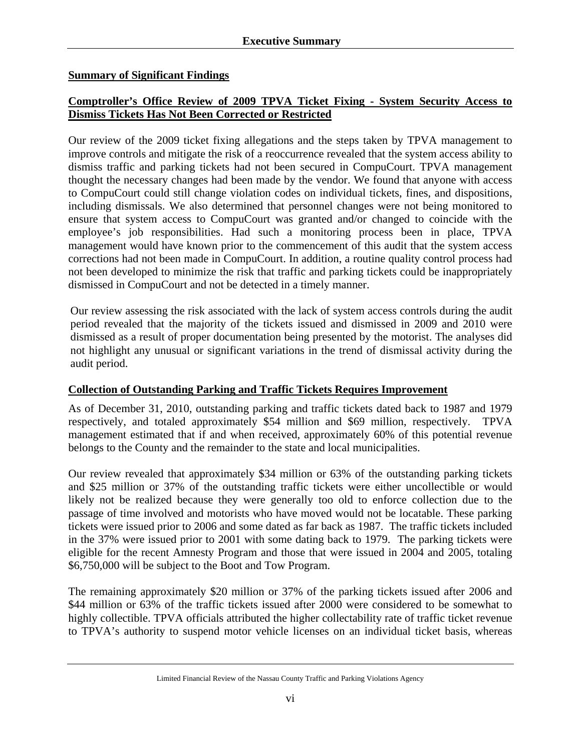## Summary of Significant Findings

### Comptroller's Office Review of 2009 TPVA Ticket Fixing - System Security Access to Dismiss Tickets Has Not Been Corrected or Restricted

Our review of the 2009 ticket fixing allegations and the steps taken by TPVA management to improve controls and mitigate the risk of a reoccurrence revealed that the system access ability to dismiss traffic and parking tickets had not been secured in CompuCourt. TPVA management thought the necessary changes had been made by the vendor. We found that anyone with access to CompuCourt could still change violation codes on individual tickets, fines, and dispositions, including dismissals. We also determined that personnel changes were not being monitored to ensure that system access to CompuCourt was granted and/or changed to coincide with the employee's job responsibilities. Had such a monitoring process been in place, TPVA management would have known prior to the commencement of this audit that the system access corrections had not been made in CompuCourt. In addition, a routine quality control process had not been developed to minimize the risk that traffic and parking tickets could be inappropriately dismissed in CompuCourt and not be detected in a timely manner.

Our review assessing the risk associated with the lack of system access controls during the audit period revealed that the majority of the tickets issued and dismissed in 2009 and 2010 were dismissed as a result of proper documentation being presented by the motorist. The analyses did not highlight any unusual or significant variations in the trend of dismissal activity during the audit period.

### Collection of Outstanding Parking and Traffic Tickets Requires Improvement

As of December 31, 2010, outstanding parking and traffic tickets dated back to 1987 and 1979 respectively, and totaled approximately $54 million and $69 million, respectively. TPVA management estimated that if and when received, approximately 60% of this potential revenue belongs to the County and the remainder to the state and local municipalities.

Our review revealed that approximately $34 million or 63% of the outstanding parking tickets and $25 million or 37% of the outstanding traffic tickets were either uncollectible or would likely not be realized because they were generally too old to enforce collection due to the passage of time involved and motorists who have moved would not be locatable. These parking tickets were issued prior to 2006 and some dated as far back as 1987. The traffic tickets included in the 37% were issued prior to 2001 with some dating back to 1979. The parking tickets were eligible for the recent Amnesty Program and those that were issued in 2004 and 2005, totaling $6,750,000 will be subject to the Boot and Tow Program.

The remaining approximately $20 million or 37% of the parking tickets issued after 2006 and $44 million or 63% of the traffic tickets issued after 2000 were considered to be somewhat to highly collectible. TPVA officials attributed the higher collectability rate of traffic ticket revenue to TPVA's authority to suspend motor vehicle licenses on an individual ticket basis, whereas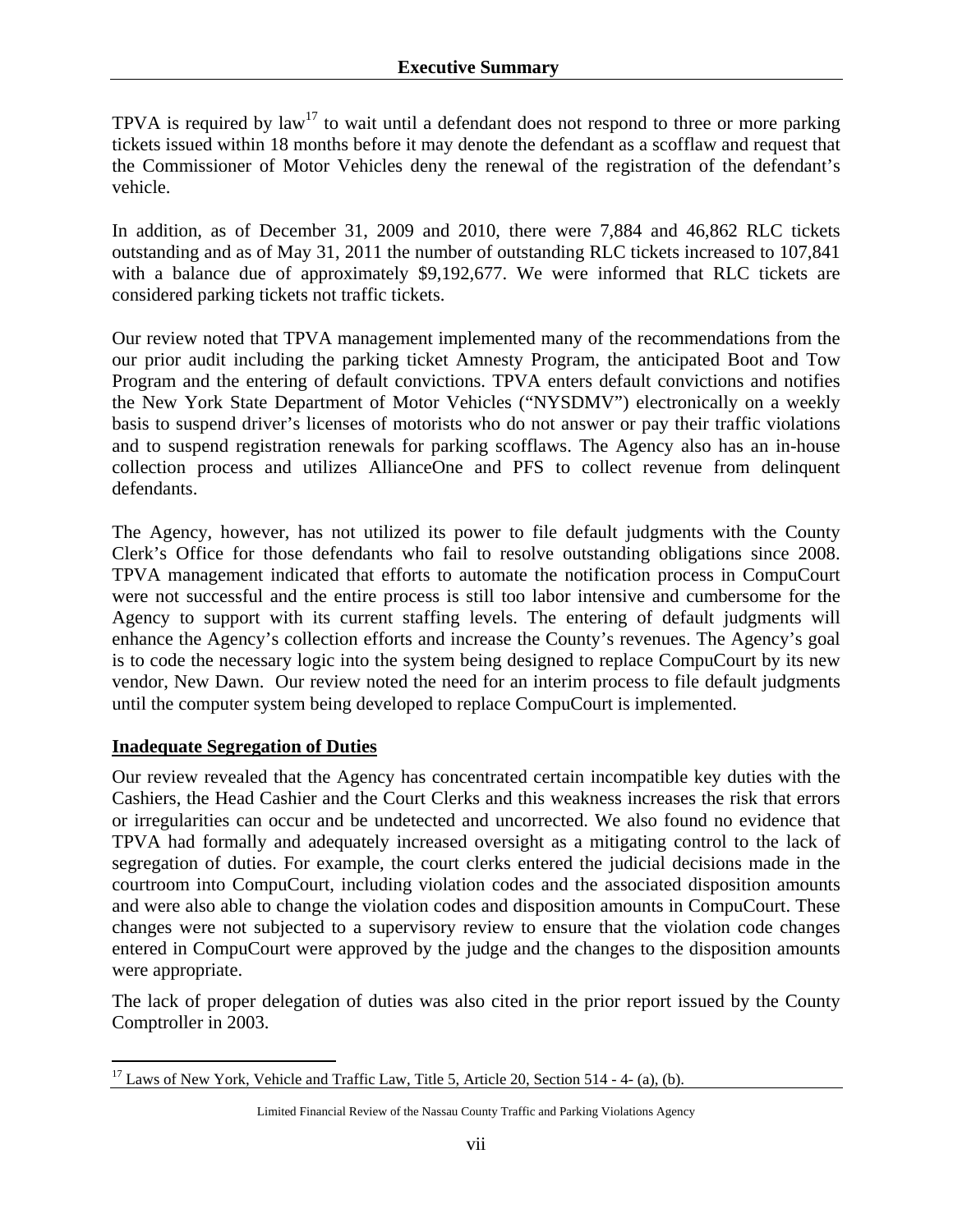TPVA is required by law[17] to wait until a defendant does not respond to three or more parking tickets issued within 18 months before it may denote the defendant as a scofflaw and request that the Commissioner of Motor Vehicles deny the renewal of the registration of the defendant's vehicle.

In addition, as of December 31, 2009 and 2010, there were 7,884 and 46,862 RLC tickets outstanding and as of May 31, 2011 the number of outstanding RLC tickets increased to 107,841 with a balance due of approximately $9,192,677. We were informed that RLC tickets are considered parking tickets not traffic tickets.

Our review noted that TPVA management implemented many of the recommendations from the our prior audit including the parking ticket Amnesty Program, the anticipated Boot and Tow Program and the entering of default convictions. TPVA enters default convictions and notifies the New York State Department of Motor Vehicles ("NYSDMV") electronically on a weekly basis to suspend driver's licenses of motorists who do not answer or pay their traffic violations and to suspend registration renewals for parking scofflaws. The Agency also has an in-house collection process and utilizes AllianceOne and PFS to collect revenue from delinquent defendants.

The Agency, however, has not utilized its power to file default judgments with the County Clerk's Office for those defendants who fail to resolve outstanding obligations since 2008. TPVA management indicated that efforts to automate the notification process in CompuCourt were not successful and the entire process is still too labor intensive and cumbersome for the Agency to support with its current staffing levels. The entering of default judgments will enhance the Agency's collection efforts and increase the County's revenues. The Agency's goal is to code the necessary logic into the system being designed to replace CompuCourt by its new vendor, New Dawn. Our review noted the need for an interim process to file default judgments until the computer system being developed to replace CompuCourt is implemented.

**Inadequate Segregation of Duties**

Our review revealed that the Agency has concentrated certain incompatible key duties with the Cashiers, the Head Cashier and the Court Clerks and this weakness increases the risk that errors or irregularities can occur and be undetected and uncorrected. We also found no evidence that TPVA had formally and adequately increased oversight as a mitigating control to the lack of segregation of duties. For example, the court clerks entered the judicial decisions made in the courtroom into CompuCourt, including violation codes and the associated disposition amounts and were also able to change the violation codes and disposition amounts in CompuCourt. These changes were not subjected to a supervisory review to ensure that the violation code changes entered in CompuCourt were approved by the judge and the changes to the disposition amounts were appropriate.

The lack of proper delegation of duties was also cited in the prior report issued by the County Comptroller in 2003.

[17] Laws of New York, Vehicle and Traffic Law, Title 5, Article 20, Section 514 - 4- (a), (b).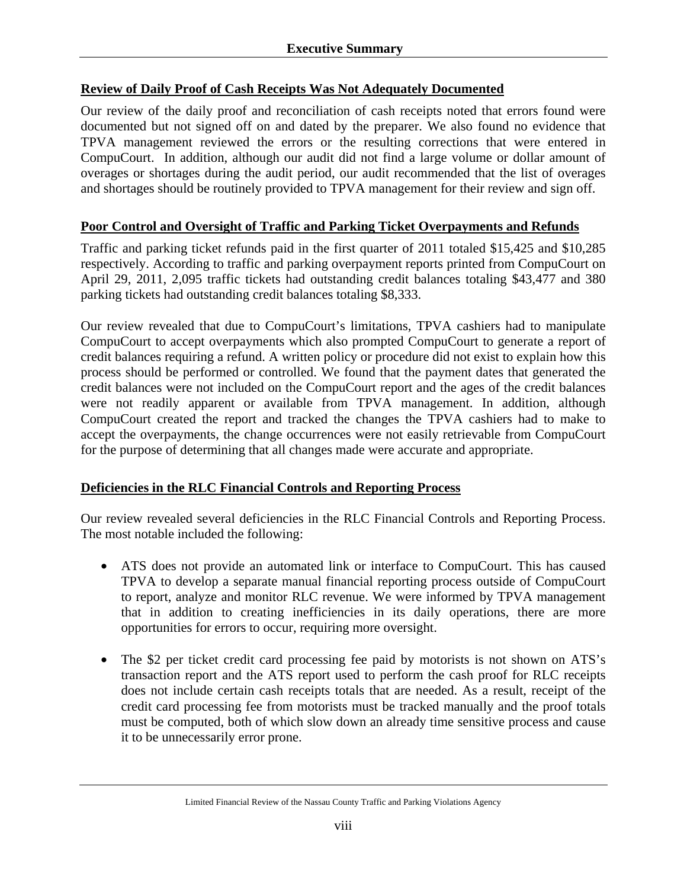## Review of Daily Proof of Cash Receipts Was Not Adequately Documented

Our review of the daily proof and reconciliation of cash receipts noted that errors found were documented but not signed off on and dated by the preparer. We also found no evidence that TPVA management reviewed the errors or the resulting corrections that were entered in CompuCourt. In addition, although our audit did not find a large volume or dollar amount of overages or shortages during the audit period, our audit recommended that the list of overages and shortages should be routinely provided to TPVA management for their review and sign off.

## Poor Control and Oversight of Traffic and Parking Ticket Overpayments and Refunds

Traffic and parking ticket refunds paid in the first quarter of 2011 totaled $15,425 and $10,285 respectively. According to traffic and parking overpayment reports printed from CompuCourt on April 29, 2011, 2,095 traffic tickets had outstanding credit balances totaling $43,477 and 380 parking tickets had outstanding credit balances totaling $8,333.

Our review revealed that due to CompuCourt's limitations, TPVA cashiers had to manipulate CompuCourt to accept overpayments which also prompted CompuCourt to generate a report of credit balances requiring a refund. A written policy or procedure did not exist to explain how this process should be performed or controlled. We found that the payment dates that generated the credit balances were not included on the CompuCourt report and the ages of the credit balances were not readily apparent or available from TPVA management. In addition, although CompuCourt created the report and tracked the changes the TPVA cashiers had to make to accept the overpayments, the change occurrences were not easily retrievable from CompuCourt for the purpose of determining that all changes made were accurate and appropriate.

## Deficiencies in the RLC Financial Controls and Reporting Process

Our review revealed several deficiencies in the RLC Financial Controls and Reporting Process. The most notable included the following:

- ATS does not provide an automated link or interface to CompuCourt. This has caused TPVA to develop a separate manual financial reporting process outside of CompuCourt to report, analyze and monitor RLC revenue. We were informed by TPVA management that in addition to creating inefficiencies in its daily operations, there are more opportunities for errors to occur, requiring more oversight.

- The $2 per ticket credit card processing fee paid by motorists is not shown on ATS's transaction report and the ATS report used to perform the cash proof for RLC receipts does not include certain cash receipts totals that are needed. As a result, receipt of the credit card processing fee from motorists must be tracked manually and the proof totals must be computed, both of which slow down an already time sensitive process and cause it to be unnecessarily error prone.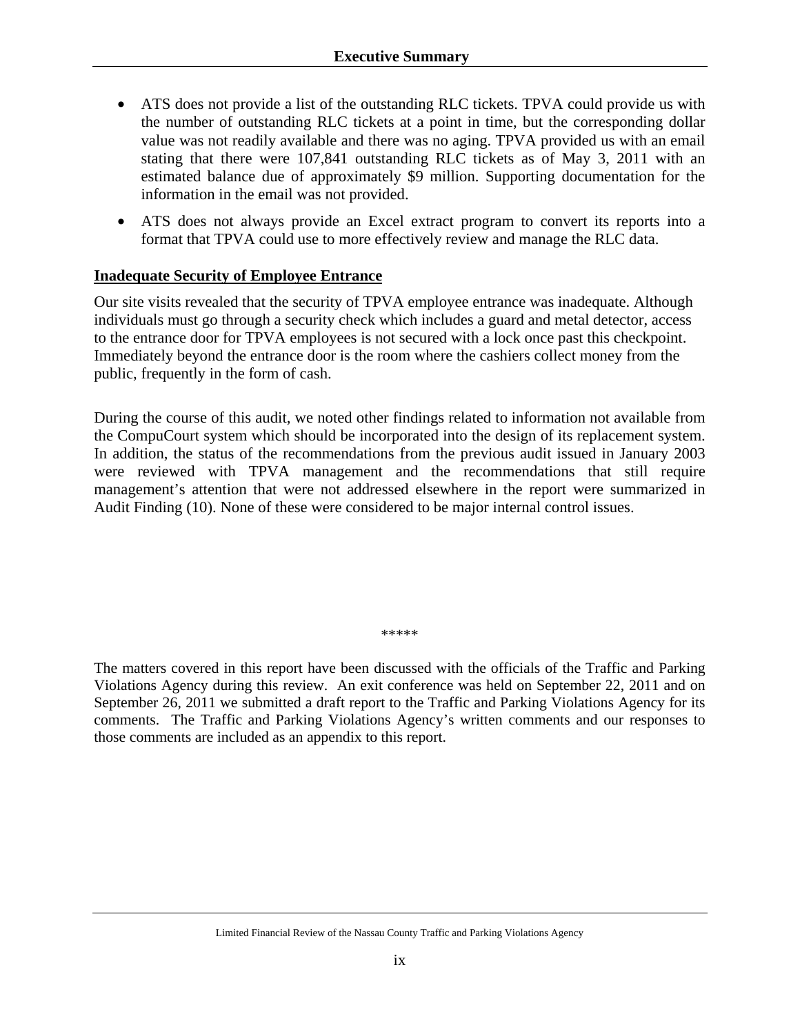- ATS does not provide a list of the outstanding RLC tickets. TPVA could provide us with the number of outstanding RLC tickets at a point in time, but the corresponding dollar value was not readily available and there was no aging. TPVA provided us with an email stating that there were 107,841 outstanding RLC tickets as of May 3, 2011 with an estimated balance due of approximately $9 million. Supporting documentation for the information in the email was not provided.
- ATS does not always provide an Excel extract program to convert its reports into a format that TPVA could use to more effectively review and manage the RLC data.

**<u>Inadequate Security of Employee Entrance</u>**

Our site visits revealed that the security of TPVA employee entrance was inadequate. Although individuals must go through a security check which includes a guard and metal detector, access to the entrance door for TPVA employees is not secured with a lock once past this checkpoint. Immediately beyond the entrance door is the room where the cashiers collect money from the public, frequently in the form of cash.

During the course of this audit, we noted other findings related to information not available from the CompuCourt system which should be incorporated into the design of its replacement system. In addition, the status of the recommendations from the previous audit issued in January 2003 were reviewed with TPVA management and the recommendations that still require management's attention that were not addressed elsewhere in the report were summarized in Audit Finding (10). None of these were considered to be major internal control issues.

*****

The matters covered in this report have been discussed with the officials of the Traffic and Parking Violations Agency during this review. An exit conference was held on September 22, 2011 and on September 26, 2011 we submitted a draft report to the Traffic and Parking Violations Agency for its comments. The Traffic and Parking Violations Agency's written comments and our responses to those comments are included as an appendix to this report.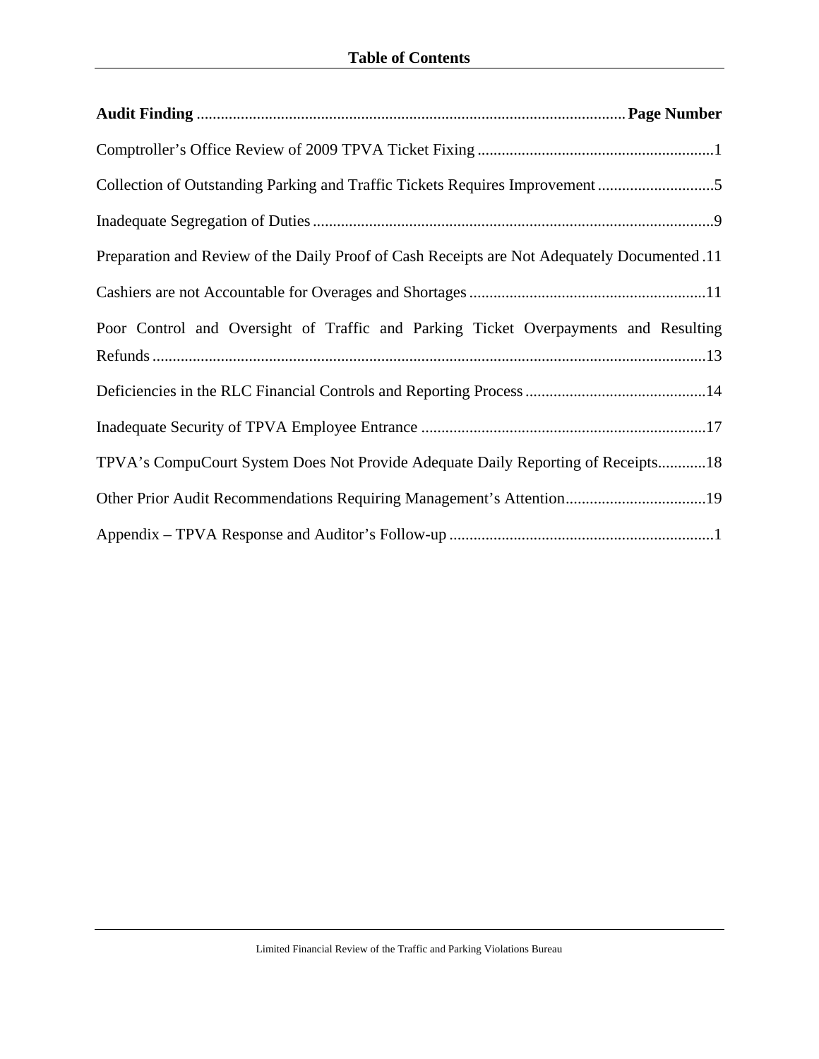# Table of Contents

| Audit Finding | Page Number |
|---|---|
| Comptroller's Office Review of 2009 TPVA Ticket Fixing | 1 |
| Collection of Outstanding Parking and Traffic Tickets Requires Improvement | 5 |
| Inadequate Segregation of Duties | 9 |
| Preparation and Review of the Daily Proof of Cash Receipts are Not Adequately Documented | 11 |
| Cashiers are not Accountable for Overages and Shortages | 11 |
| Poor Control and Oversight of Traffic and Parking Ticket Overpayments and Resulting Refunds | 13 |
| Deficiencies in the RLC Financial Controls and Reporting Process | 14 |
| Inadequate Security of TPVA Employee Entrance | 17 |
| TPVA's CompuCourt System Does Not Provide Adequate Daily Reporting of Receipts | 18 |
| Other Prior Audit Recommendations Requiring Management's Attention | 19 |
| Appendix – TPVA Response and Auditor's Follow-up | 1 |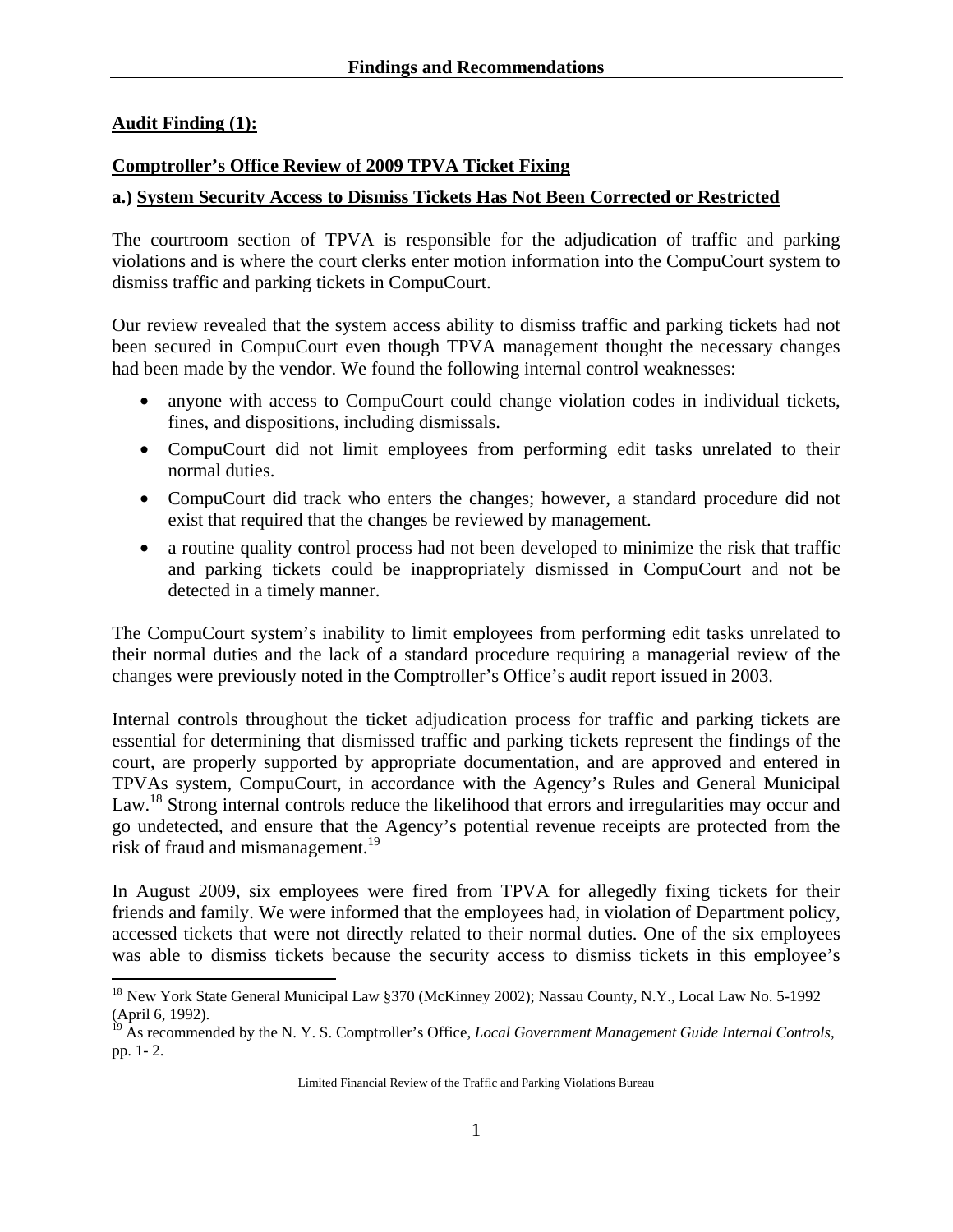**Audit Finding (1):**

**Comptroller's Office Review of 2009 TPVA Ticket Fixing**

**a.) System Security Access to Dismiss Tickets Has Not Been Corrected or Restricted**

The courtroom section of TPVA is responsible for the adjudication of traffic and parking violations and is where the court clerks enter motion information into the CompuCourt system to dismiss traffic and parking tickets in CompuCourt.

Our review revealed that the system access ability to dismiss traffic and parking tickets had not been secured in CompuCourt even though TPVA management thought the necessary changes had been made by the vendor. We found the following internal control weaknesses:

- anyone with access to CompuCourt could change violation codes in individual tickets, fines, and dispositions, including dismissals.
- CompuCourt did not limit employees from performing edit tasks unrelated to their normal duties.
- CompuCourt did track who enters the changes; however, a standard procedure did not exist that required that the changes be reviewed by management.
- a routine quality control process had not been developed to minimize the risk that traffic and parking tickets could be inappropriately dismissed in CompuCourt and not be detected in a timely manner.

The CompuCourt system's inability to limit employees from performing edit tasks unrelated to their normal duties and the lack of a standard procedure requiring a managerial review of the changes were previously noted in the Comptroller's Office's audit report issued in 2003.

Internal controls throughout the ticket adjudication process for traffic and parking tickets are essential for determining that dismissed traffic and parking tickets represent the findings of the court, are properly supported by appropriate documentation, and are approved and entered in TPVAs system, CompuCourt, in accordance with the Agency's Rules and General Municipal Law.[18] Strong internal controls reduce the likelihood that errors and irregularities may occur and go undetected, and ensure that the Agency's potential revenue receipts are protected from the risk of fraud and mismanagement.[19]

In August 2009, six employees were fired from TPVA for allegedly fixing tickets for their friends and family. We were informed that the employees had, in violation of Department policy, accessed tickets that were not directly related to their normal duties. One of the six employees was able to dismiss tickets because the security access to dismiss tickets in this employee's

---

[18] New York State General Municipal Law §370 (McKinney 2002); Nassau County, N.Y., Local Law No. 5-1992 (April 6, 1992).

[19] As recommended by the N. Y. S. Comptroller's Office, *Local Government Management Guide Internal Controls*, pp. 1- 2.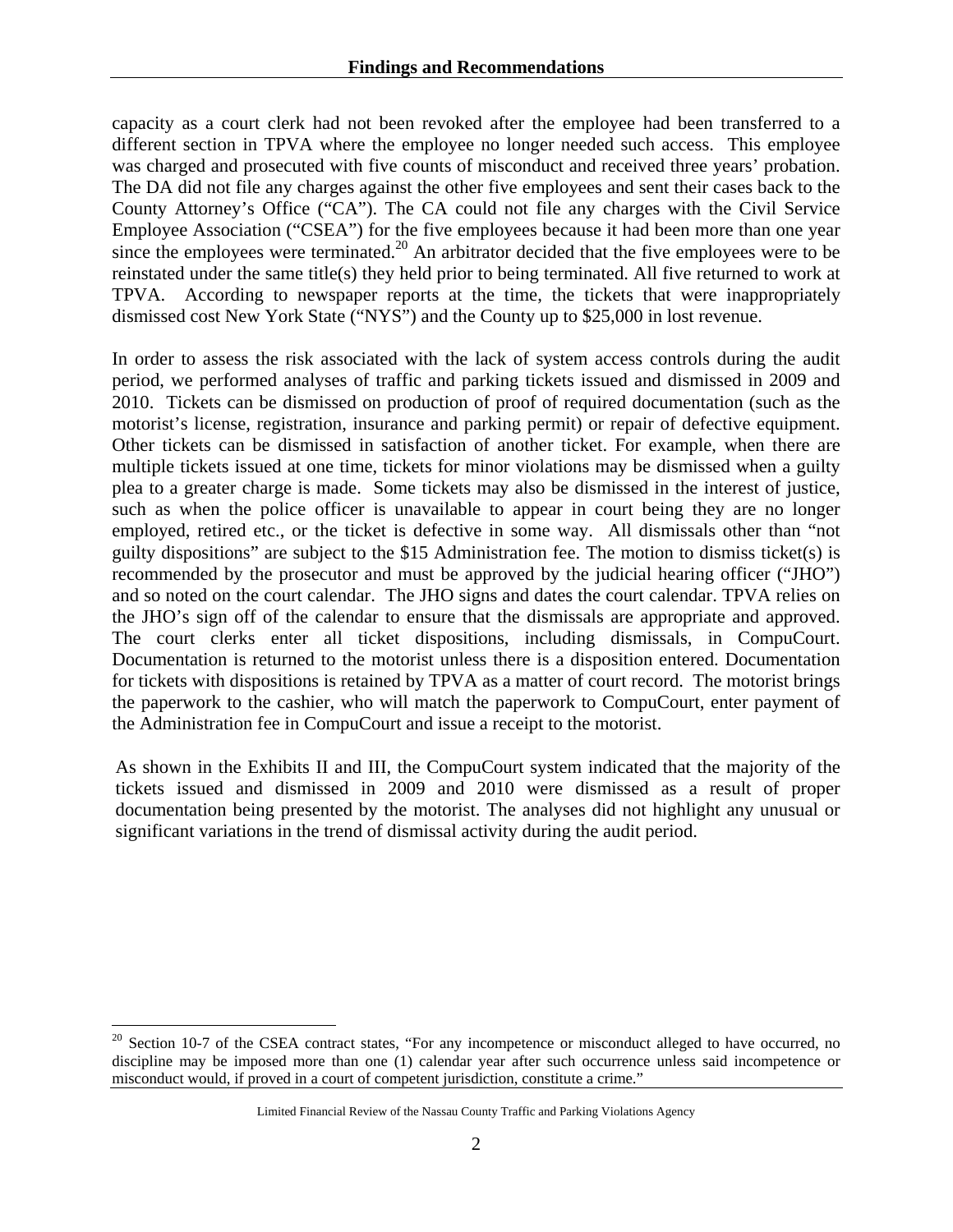capacity as a court clerk had not been revoked after the employee had been transferred to a different section in TPVA where the employee no longer needed such access. This employee was charged and prosecuted with five counts of misconduct and received three years' probation. The DA did not file any charges against the other five employees and sent their cases back to the County Attorney's Office ("CA"). The CA could not file any charges with the Civil Service Employee Association ("CSEA") for the five employees because it had been more than one year since the employees were terminated.[20] An arbitrator decided that the five employees were to be reinstated under the same title(s) they held prior to being terminated. All five returned to work at TPVA. According to newspaper reports at the time, the tickets that were inappropriately dismissed cost New York State ("NYS") and the County up to $25,000 in lost revenue.

In order to assess the risk associated with the lack of system access controls during the audit period, we performed analyses of traffic and parking tickets issued and dismissed in 2009 and 2010. Tickets can be dismissed on production of proof of required documentation (such as the motorist's license, registration, insurance and parking permit) or repair of defective equipment. Other tickets can be dismissed in satisfaction of another ticket. For example, when there are multiple tickets issued at one time, tickets for minor violations may be dismissed when a guilty plea to a greater charge is made. Some tickets may also be dismissed in the interest of justice, such as when the police officer is unavailable to appear in court being they are no longer employed, retired etc., or the ticket is defective in some way. All dismissals other than "not guilty dispositions" are subject to the $15 Administration fee. The motion to dismiss ticket(s) is recommended by the prosecutor and must be approved by the judicial hearing officer ("JHO") and so noted on the court calendar. The JHO signs and dates the court calendar. TPVA relies on the JHO's sign off of the calendar to ensure that the dismissals are appropriate and approved. The court clerks enter all ticket dispositions, including dismissals, in CompuCourt. Documentation is returned to the motorist unless there is a disposition entered. Documentation for tickets with dispositions is retained by TPVA as a matter of court record. The motorist brings the paperwork to the cashier, who will match the paperwork to CompuCourt, enter payment of the Administration fee in CompuCourt and issue a receipt to the motorist.

As shown in the Exhibits II and III, the CompuCourt system indicated that the majority of the tickets issued and dismissed in 2009 and 2010 were dismissed as a result of proper documentation being presented by the motorist. The analyses did not highlight any unusual or significant variations in the trend of dismissal activity during the audit period.

---

[20] Section 10-7 of the CSEA contract states, "For any incompetence or misconduct alleged to have occurred, no discipline may be imposed more than one (1) calendar year after such occurrence unless said incompetence or misconduct would, if proved in a court of competent jurisdiction, constitute a crime."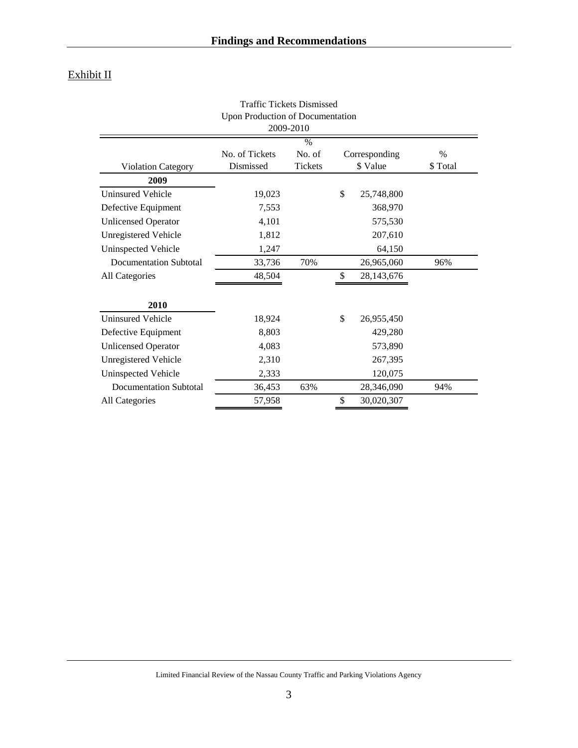# Findings and Recommendations

Exhibit II

Traffic Tickets Dismissed
Upon Production of Documentation
2009-2010

| Violation Category | No. of Tickets Dismissed | % No. of Tickets | Corresponding $ Value | % $ Total |
|---|---|---|---|---|
| **2009** | | | | |
| Uninsured Vehicle | 19,023 | | $ 25,748,800 | |
| Defective Equipment | 7,553 | | 368,970 | |
| Unlicensed Operator | 4,101 | | 575,530 | |
| Unregistered Vehicle | 1,812 | | 207,610 | |
| Uninspected Vehicle | 1,247 | | 64,150 | |
| Documentation Subtotal | 33,736 | 70% | 26,965,060 | 96% |
| All Categories | 48,504 | | $ 28,143,676 | |
| **2010** | | | | |
| Uninsured Vehicle | 18,924 | | $ 26,955,450 | |
| Defective Equipment | 8,803 | | 429,280 | |
| Unlicensed Operator | 4,083 | | 573,890 | |
| Unregistered Vehicle | 2,310 | | 267,395 | |
| Uninspected Vehicle | 2,333 | | 120,075 | |
| Documentation Subtotal | 36,453 | 63% | 28,346,090 | 94% |
| All Categories | 57,958 | | $ 30,020,307 | |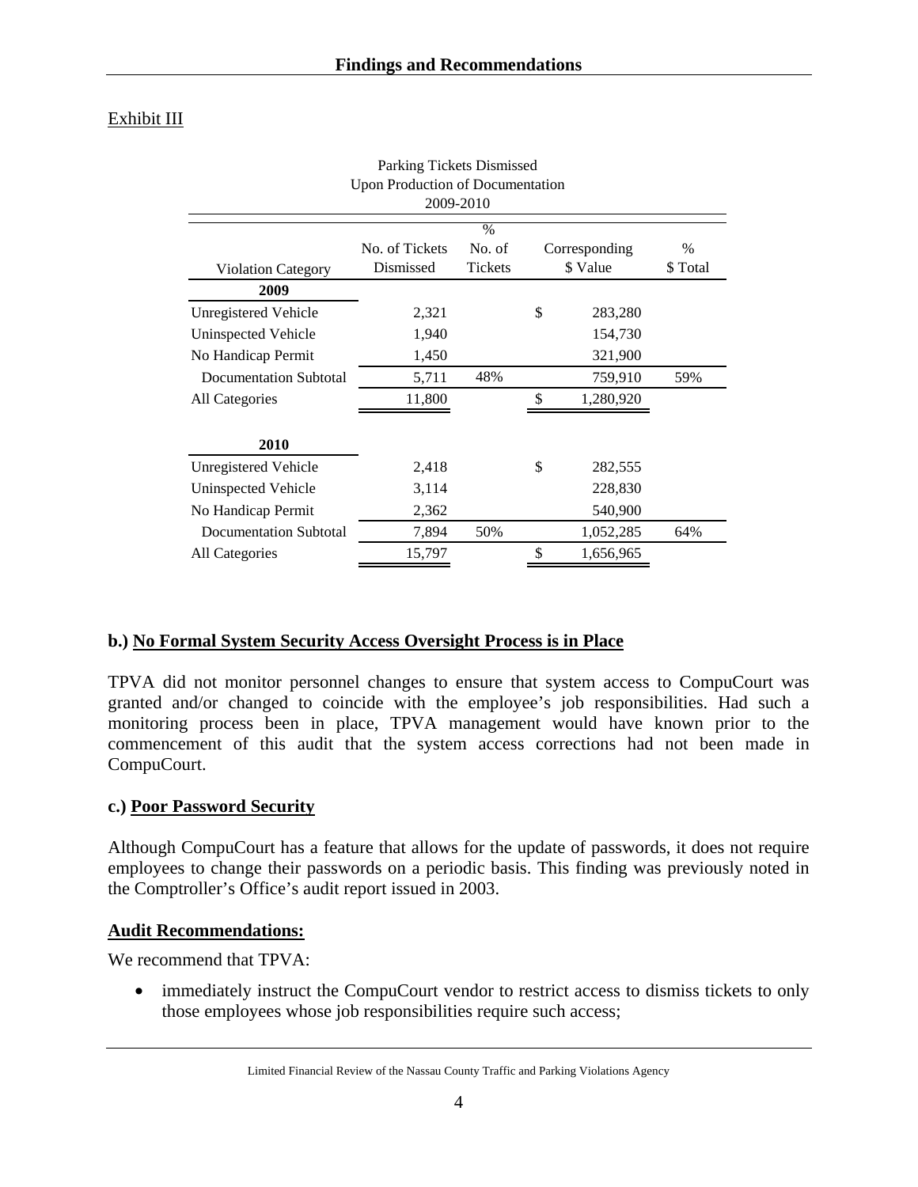Exhibit III

Parking Tickets Dismissed
Upon Production of Documentation
2009-2010

| Violation Category | No. of Tickets Dismissed | % No. of Tickets | Corresponding $ Value | % $ Total |
|---|---|---|---|---|
| **2009** | | | | |
| Unregistered Vehicle | 2,321 | | $ 283,280 | |
| Uninspected Vehicle | 1,940 | | 154,730 | |
| No Handicap Permit | 1,450 | | 321,900 | |
| Documentation Subtotal | 5,711 | 48% | 759,910 | 59% |
| All Categories | 11,800 | | $ 1,280,920 | |
| **2010** | | | | |
| Unregistered Vehicle | 2,418 | | $ 282,555 | |
| Uninspected Vehicle | 3,114 | | 228,830 | |
| No Handicap Permit | 2,362 | | 540,900 | |
| Documentation Subtotal | 7,894 | 50% | 1,052,285 | 64% |
| All Categories | 15,797 | | $ 1,656,965 | |

### b.) No Formal System Security Access Oversight Process is in Place

TPVA did not monitor personnel changes to ensure that system access to CompuCourt was granted and/or changed to coincide with the employee's job responsibilities. Had such a monitoring process been in place, TPVA management would have known prior to the commencement of this audit that the system access corrections had not been made in CompuCourt.

### c.) Poor Password Security

Although CompuCourt has a feature that allows for the update of passwords, it does not require employees to change their passwords on a periodic basis. This finding was previously noted in the Comptroller's Office's audit report issued in 2003.

### Audit Recommendations:

We recommend that TPVA:

- immediately instruct the CompuCourt vendor to restrict access to dismiss tickets to only those employees whose job responsibilities require such access;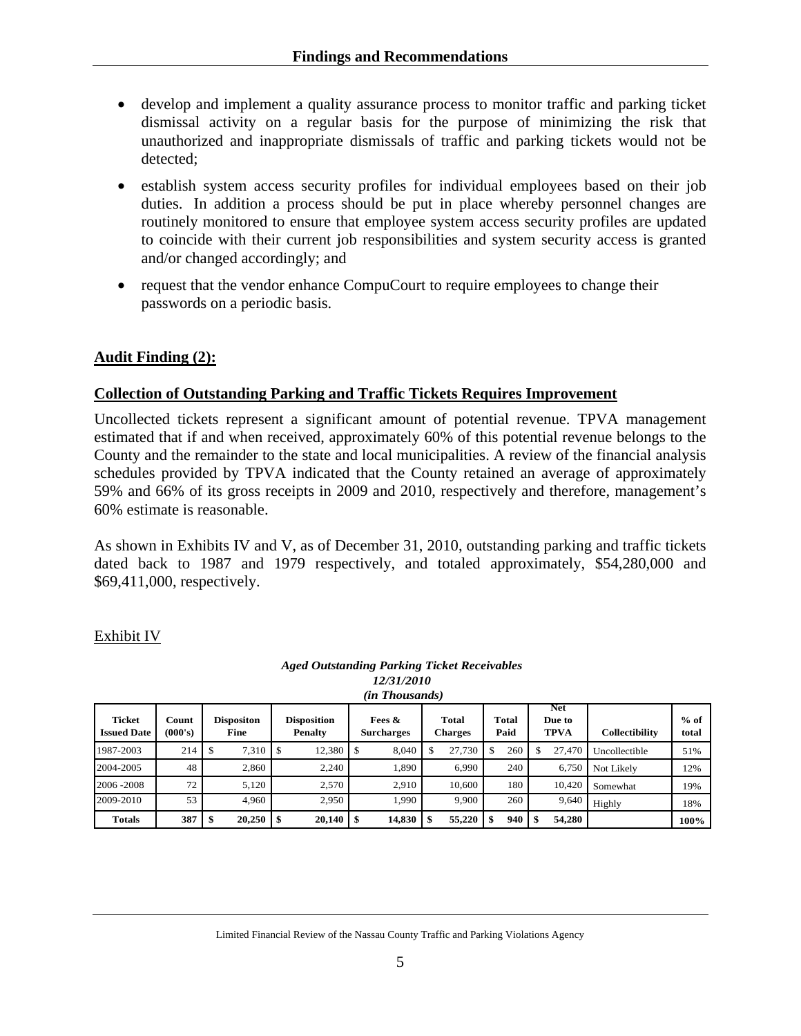- develop and implement a quality assurance process to monitor traffic and parking ticket dismissal activity on a regular basis for the purpose of minimizing the risk that unauthorized and inappropriate dismissals of traffic and parking tickets would not be detected;
- establish system access security profiles for individual employees based on their job duties. In addition a process should be put in place whereby personnel changes are routinely monitored to ensure that employee system access security profiles are updated to coincide with their current job responsibilities and system security access is granted and/or changed accordingly; and
- request that the vendor enhance CompuCourt to require employees to change their passwords on a periodic basis.

## Audit Finding (2):

### Collection of Outstanding Parking and Traffic Tickets Requires Improvement

Uncollected tickets represent a significant amount of potential revenue. TPVA management estimated that if and when received, approximately 60% of this potential revenue belongs to the County and the remainder to the state and local municipalities. A review of the financial analysis schedules provided by TPVA indicated that the County retained an average of approximately 59% and 66% of its gross receipts in 2009 and 2010, respectively and therefore, management's 60% estimate is reasonable.

As shown in Exhibits IV and V, as of December 31, 2010, outstanding parking and traffic tickets dated back to 1987 and 1979 respectively, and totaled approximately, $54,280,000 and $69,411,000, respectively.

Exhibit IV

***Aged Outstanding Parking Ticket Receivables***
***12/31/2010***
***(in Thousands)***

| Ticket Issued Date | Count (000's) | Dispositon Fine | Disposition Penalty | Fees & Surcharges | Total Charges | Total Paid | Net Due to TPVA | Collectibility | % of total |
|---|---|---|---|---|---|---|---|---|---|
| 1987-2003 | 214 | $ 7,310 | $ 12,380 | $ 8,040 | $ 27,730 | $ 260 | $ 27,470 | Uncollectible | 51% |
| 2004-2005 | 48 | 2,860 | 2,240 | 1,890 | 6,990 | 240 | 6,750 | Not Likely | 12% |
| 2006 -2008 | 72 | 5,120 | 2,570 | 2,910 | 10,600 | 180 | 10,420 | Somewhat | 19% |
| 2009-2010 | 53 | 4,960 | 2,950 | 1,990 | 9,900 | 260 | 9,640 | Highly | 18% |
| **Totals** | **387** | **$ 20,250** | **$ 20,140** | **$ 14,830** | **$ 55,220** | **$ 940** | **$ 54,280** | | **100%** |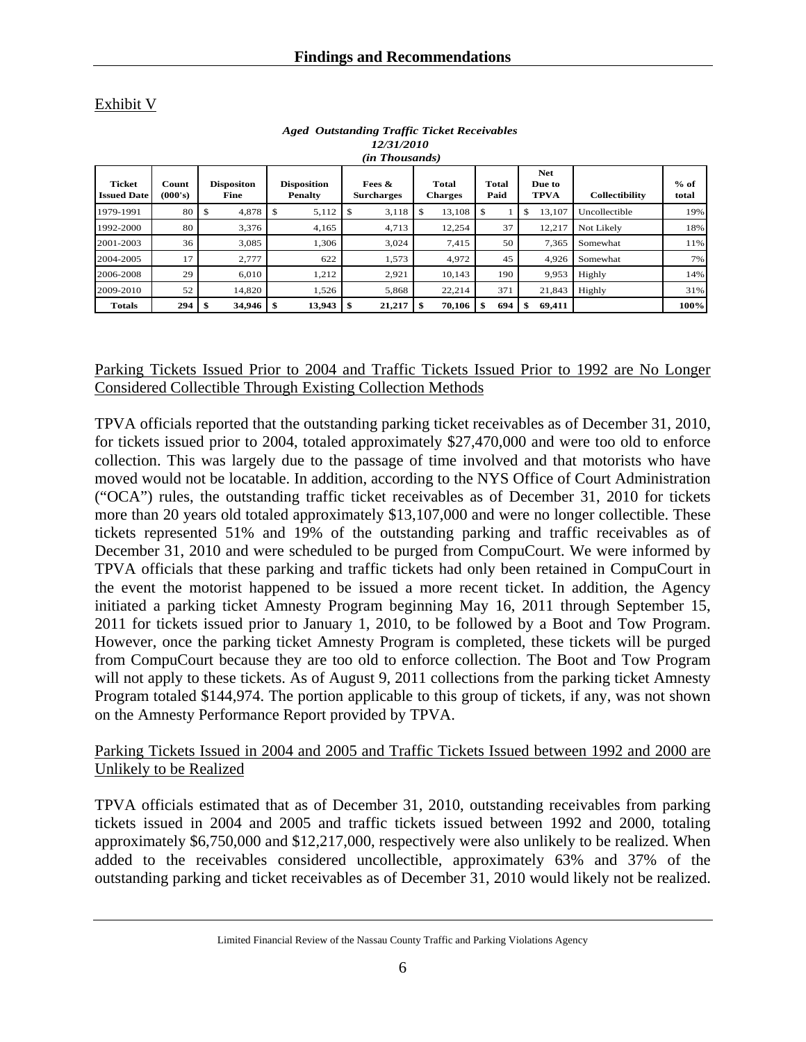Exhibit V

*Aged Outstanding Traffic Ticket Receivables*
*12/31/2010*
*(in Thousands)*

| Ticket Issued Date | Count (000's) | Dispositon Fine | Disposition Penalty | Fees & Surcharges | Total Charges | Total Paid | Net Due to TPVA | Collectibility | % of total |
|---|---|---|---|---|---|---|---|---|---|
| 1979-1991 | 80 | $ 4,878 | $ 5,112 | $ 3,118 | $ 13,108 | $ 1 | $ 13,107 | Uncollectible | 19% |
| 1992-2000 | 80 | 3,376 | 4,165 | 4,713 | 12,254 | 37 | 12,217 | Not Likely | 18% |
| 2001-2003 | 36 | 3,085 | 1,306 | 3,024 | 7,415 | 50 | 7,365 | Somewhat | 11% |
| 2004-2005 | 17 | 2,777 | 622 | 1,573 | 4,972 | 45 | 4,926 | Somewhat | 7% |
| 2006-2008 | 29 | 6,010 | 1,212 | 2,921 | 10,143 | 190 | 9,953 | Highly | 14% |
| 2009-2010 | 52 | 14,820 | 1,526 | 5,868 | 22,214 | 371 | 21,843 | Highly | 31% |
| **Totals** | **294** | **$ 34,946** | **$ 13,943** | **$ 21,217** | **$ 70,106** | **$ 694** | **$ 69,411** | | **100%** |

Parking Tickets Issued Prior to 2004 and Traffic Tickets Issued Prior to 1992 are No Longer Considered Collectible Through Existing Collection Methods

TPVA officials reported that the outstanding parking ticket receivables as of December 31, 2010, for tickets issued prior to 2004, totaled approximately $27,470,000 and were too old to enforce collection. This was largely due to the passage of time involved and that motorists who have moved would not be locatable. In addition, according to the NYS Office of Court Administration ("OCA") rules, the outstanding traffic ticket receivables as of December 31, 2010 for tickets more than 20 years old totaled approximately $13,107,000 and were no longer collectible. These tickets represented 51% and 19% of the outstanding parking and traffic receivables as of December 31, 2010 and were scheduled to be purged from CompuCourt. We were informed by TPVA officials that these parking and traffic tickets had only been retained in CompuCourt in the event the motorist happened to be issued a more recent ticket. In addition, the Agency initiated a parking ticket Amnesty Program beginning May 16, 2011 through September 15, 2011 for tickets issued prior to January 1, 2010, to be followed by a Boot and Tow Program. However, once the parking ticket Amnesty Program is completed, these tickets will be purged from CompuCourt because they are too old to enforce collection. The Boot and Tow Program will not apply to these tickets. As of August 9, 2011 collections from the parking ticket Amnesty Program totaled $144,974. The portion applicable to this group of tickets, if any, was not shown on the Amnesty Performance Report provided by TPVA.

Parking Tickets Issued in 2004 and 2005 and Traffic Tickets Issued between 1992 and 2000 are Unlikely to be Realized

TPVA officials estimated that as of December 31, 2010, outstanding receivables from parking tickets issued in 2004 and 2005 and traffic tickets issued between 1992 and 2000, totaling approximately $6,750,000 and $12,217,000, respectively were also unlikely to be realized. When added to the receivables considered uncollectible, approximately 63% and 37% of the outstanding parking and ticket receivables as of December 31, 2010 would likely not be realized.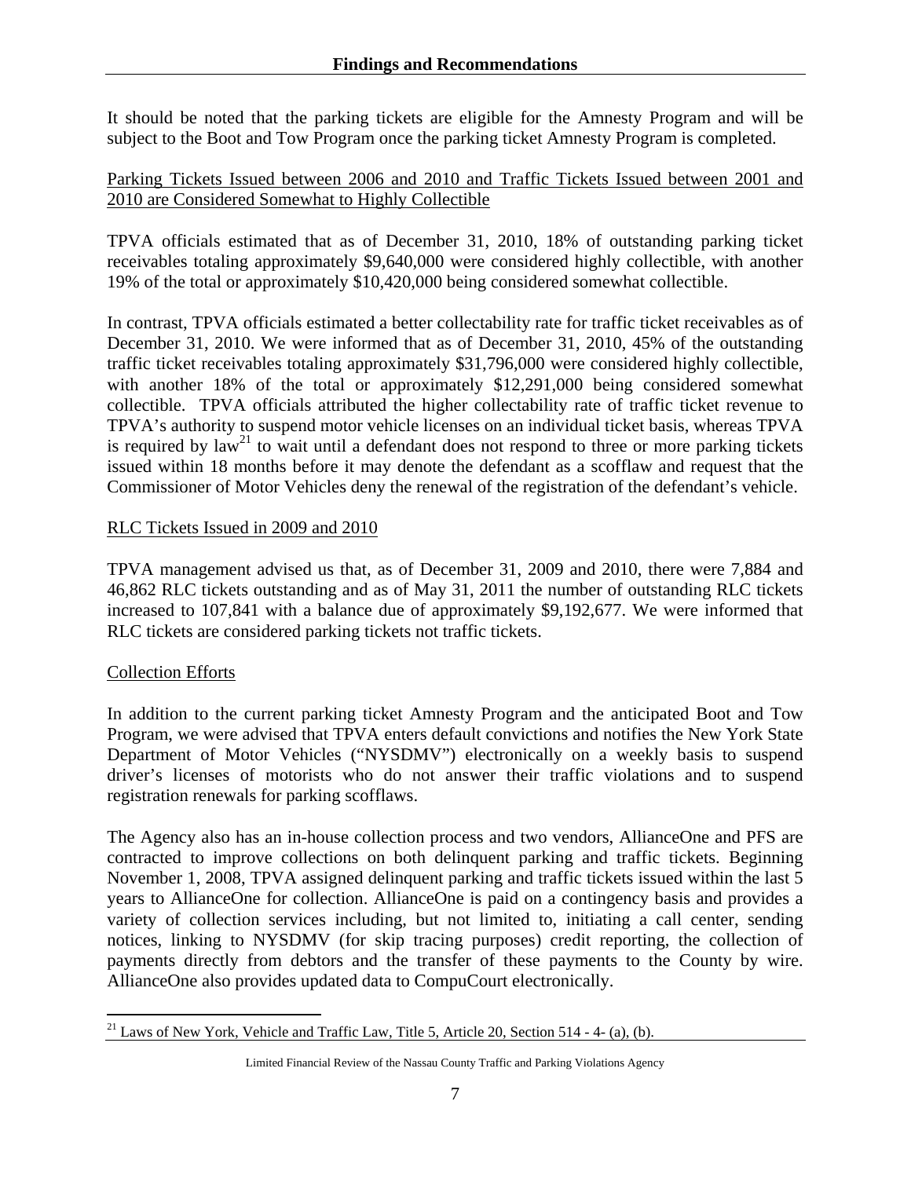It should be noted that the parking tickets are eligible for the Amnesty Program and will be subject to the Boot and Tow Program once the parking ticket Amnesty Program is completed.

Parking Tickets Issued between 2006 and 2010 and Traffic Tickets Issued between 2001 and 2010 are Considered Somewhat to Highly Collectible

TPVA officials estimated that as of December 31, 2010, 18% of outstanding parking ticket receivables totaling approximately $9,640,000 were considered highly collectible, with another 19% of the total or approximately $10,420,000 being considered somewhat collectible.

In contrast, TPVA officials estimated a better collectability rate for traffic ticket receivables as of December 31, 2010. We were informed that as of December 31, 2010, 45% of the outstanding traffic ticket receivables totaling approximately $31,796,000 were considered highly collectible, with another 18% of the total or approximately $12,291,000 being considered somewhat collectible. TPVA officials attributed the higher collectability rate of traffic ticket revenue to TPVA's authority to suspend motor vehicle licenses on an individual ticket basis, whereas TPVA is required by law[21] to wait until a defendant does not respond to three or more parking tickets issued within 18 months before it may denote the defendant as a scofflaw and request that the Commissioner of Motor Vehicles deny the renewal of the registration of the defendant's vehicle.

RLC Tickets Issued in 2009 and 2010

TPVA management advised us that, as of December 31, 2009 and 2010, there were 7,884 and 46,862 RLC tickets outstanding and as of May 31, 2011 the number of outstanding RLC tickets increased to 107,841 with a balance due of approximately $9,192,677. We were informed that RLC tickets are considered parking tickets not traffic tickets.

Collection Efforts

In addition to the current parking ticket Amnesty Program and the anticipated Boot and Tow Program, we were advised that TPVA enters default convictions and notifies the New York State Department of Motor Vehicles ("NYSDMV") electronically on a weekly basis to suspend driver's licenses of motorists who do not answer their traffic violations and to suspend registration renewals for parking scofflaws.

The Agency also has an in-house collection process and two vendors, AllianceOne and PFS are contracted to improve collections on both delinquent parking and traffic tickets. Beginning November 1, 2008, TPVA assigned delinquent parking and traffic tickets issued within the last 5 years to AllianceOne for collection. AllianceOne is paid on a contingency basis and provides a variety of collection services including, but not limited to, initiating a call center, sending notices, linking to NYSDMV (for skip tracing purposes) credit reporting, the collection of payments directly from debtors and the transfer of these payments to the County by wire. AllianceOne also provides updated data to CompuCourt electronically.

---

[21] Laws of New York, Vehicle and Traffic Law, Title 5, Article 20, Section 514 - 4- (a), (b).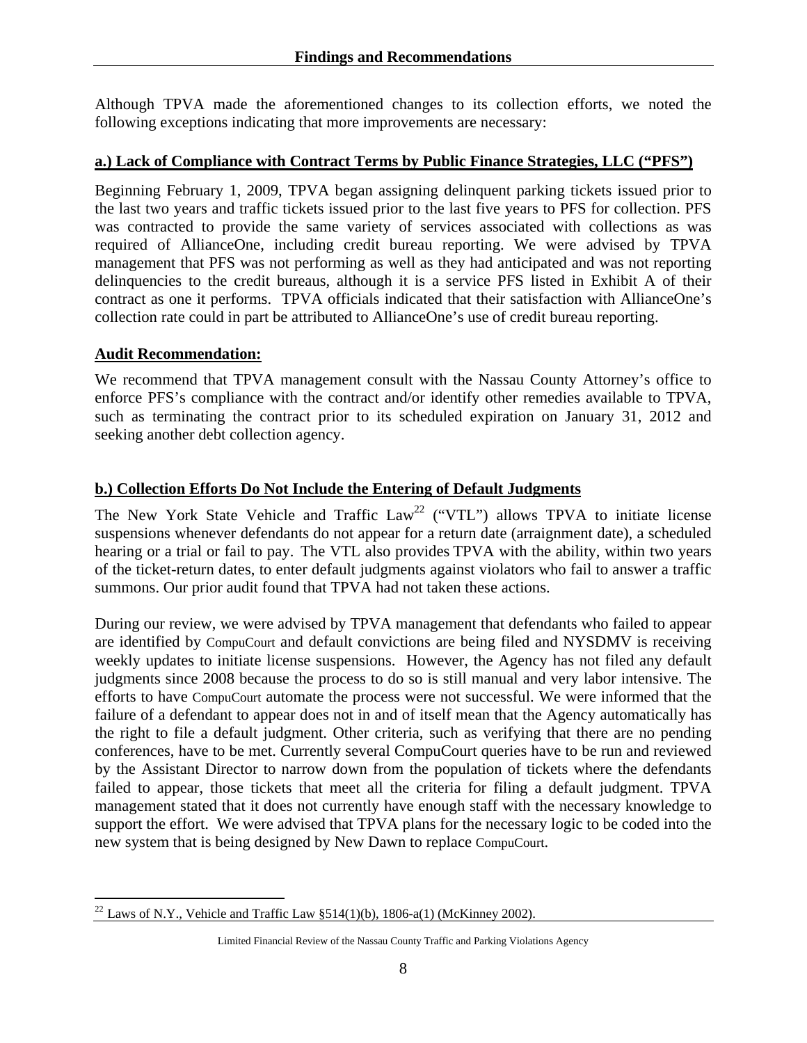Although TPVA made the aforementioned changes to its collection efforts, we noted the following exceptions indicating that more improvements are necessary:

**a.) Lack of Compliance with Contract Terms by Public Finance Strategies, LLC ("PFS")**

Beginning February 1, 2009, TPVA began assigning delinquent parking tickets issued prior to the last two years and traffic tickets issued prior to the last five years to PFS for collection. PFS was contracted to provide the same variety of services associated with collections as was required of AllianceOne, including credit bureau reporting. We were advised by TPVA management that PFS was not performing as well as they had anticipated and was not reporting delinquencies to the credit bureaus, although it is a service PFS listed in Exhibit A of their contract as one it performs. TPVA officials indicated that their satisfaction with AllianceOne's collection rate could in part be attributed to AllianceOne's use of credit bureau reporting.

**Audit Recommendation:**

We recommend that TPVA management consult with the Nassau County Attorney's office to enforce PFS's compliance with the contract and/or identify other remedies available to TPVA, such as terminating the contract prior to its scheduled expiration on January 31, 2012 and seeking another debt collection agency.

**b.) Collection Efforts Do Not Include the Entering of Default Judgments**

The New York State Vehicle and Traffic Law[22] ("VTL") allows TPVA to initiate license suspensions whenever defendants do not appear for a return date (arraignment date), a scheduled hearing or a trial or fail to pay. The VTL also provides TPVA with the ability, within two years of the ticket-return dates, to enter default judgments against violators who fail to answer a traffic summons. Our prior audit found that TPVA had not taken these actions.

During our review, we were advised by TPVA management that defendants who failed to appear are identified by CompuCourt and default convictions are being filed and NYSDMV is receiving weekly updates to initiate license suspensions. However, the Agency has not filed any default judgments since 2008 because the process to do so is still manual and very labor intensive. The efforts to have CompuCourt automate the process were not successful. We were informed that the failure of a defendant to appear does not in and of itself mean that the Agency automatically has the right to file a default judgment. Other criteria, such as verifying that there are no pending conferences, have to be met. Currently several CompuCourt queries have to be run and reviewed by the Assistant Director to narrow down from the population of tickets where the defendants failed to appear, those tickets that meet all the criteria for filing a default judgment. TPVA management stated that it does not currently have enough staff with the necessary knowledge to support the effort. We were advised that TPVA plans for the necessary logic to be coded into the new system that is being designed by New Dawn to replace CompuCourt.

---

[22] Laws of N.Y., Vehicle and Traffic Law §514(1)(b), 1806-a(1) (McKinney 2002).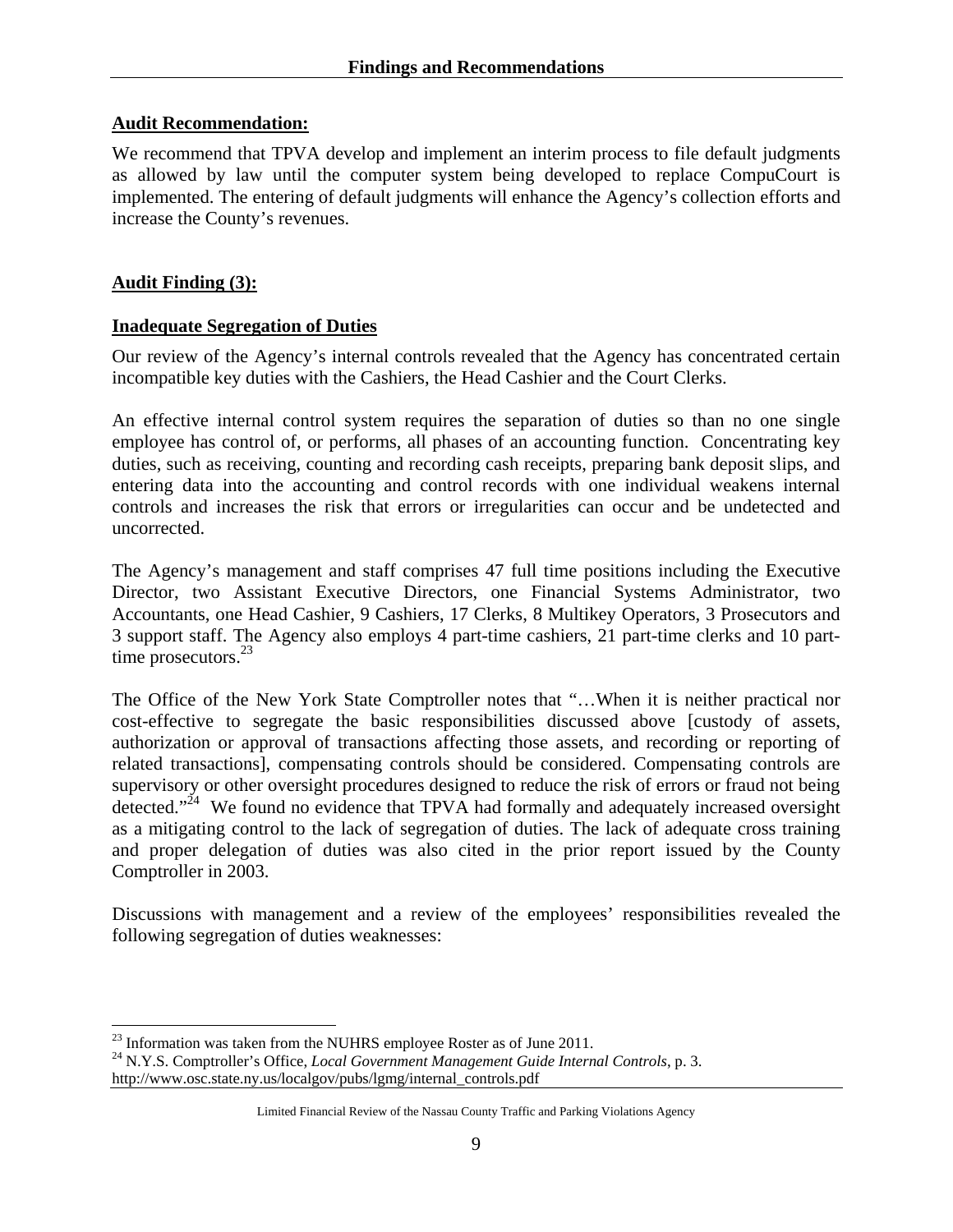**Audit Recommendation:**

We recommend that TPVA develop and implement an interim process to file default judgments as allowed by law until the computer system being developed to replace CompuCourt is implemented. The entering of default judgments will enhance the Agency's collection efforts and increase the County's revenues.

**Audit Finding (3):**

**Inadequate Segregation of Duties**

Our review of the Agency's internal controls revealed that the Agency has concentrated certain incompatible key duties with the Cashiers, the Head Cashier and the Court Clerks.

An effective internal control system requires the separation of duties so than no one single employee has control of, or performs, all phases of an accounting function. Concentrating key duties, such as receiving, counting and recording cash receipts, preparing bank deposit slips, and entering data into the accounting and control records with one individual weakens internal controls and increases the risk that errors or irregularities can occur and be undetected and uncorrected.

The Agency's management and staff comprises 47 full time positions including the Executive Director, two Assistant Executive Directors, one Financial Systems Administrator, two Accountants, one Head Cashier, 9 Cashiers, 17 Clerks, 8 Multikey Operators, 3 Prosecutors and 3 support staff. The Agency also employs 4 part-time cashiers, 21 part-time clerks and 10 part-time prosecutors.[23]

The Office of the New York State Comptroller notes that "…When it is neither practical nor cost-effective to segregate the basic responsibilities discussed above [custody of assets, authorization or approval of transactions affecting those assets, and recording or reporting of related transactions], compensating controls should be considered. Compensating controls are supervisory or other oversight procedures designed to reduce the risk of errors or fraud not being detected."[24] We found no evidence that TPVA had formally and adequately increased oversight as a mitigating control to the lack of segregation of duties. The lack of adequate cross training and proper delegation of duties was also cited in the prior report issued by the County Comptroller in 2003.

Discussions with management and a review of the employees' responsibilities revealed the following segregation of duties weaknesses:

---

[23] Information was taken from the NUHRS employee Roster as of June 2011.

[24] N.Y.S. Comptroller's Office, *Local Government Management Guide Internal Controls*, p. 3. http://www.osc.state.ny.us/localgov/pubs/lgmg/internal_controls.pdf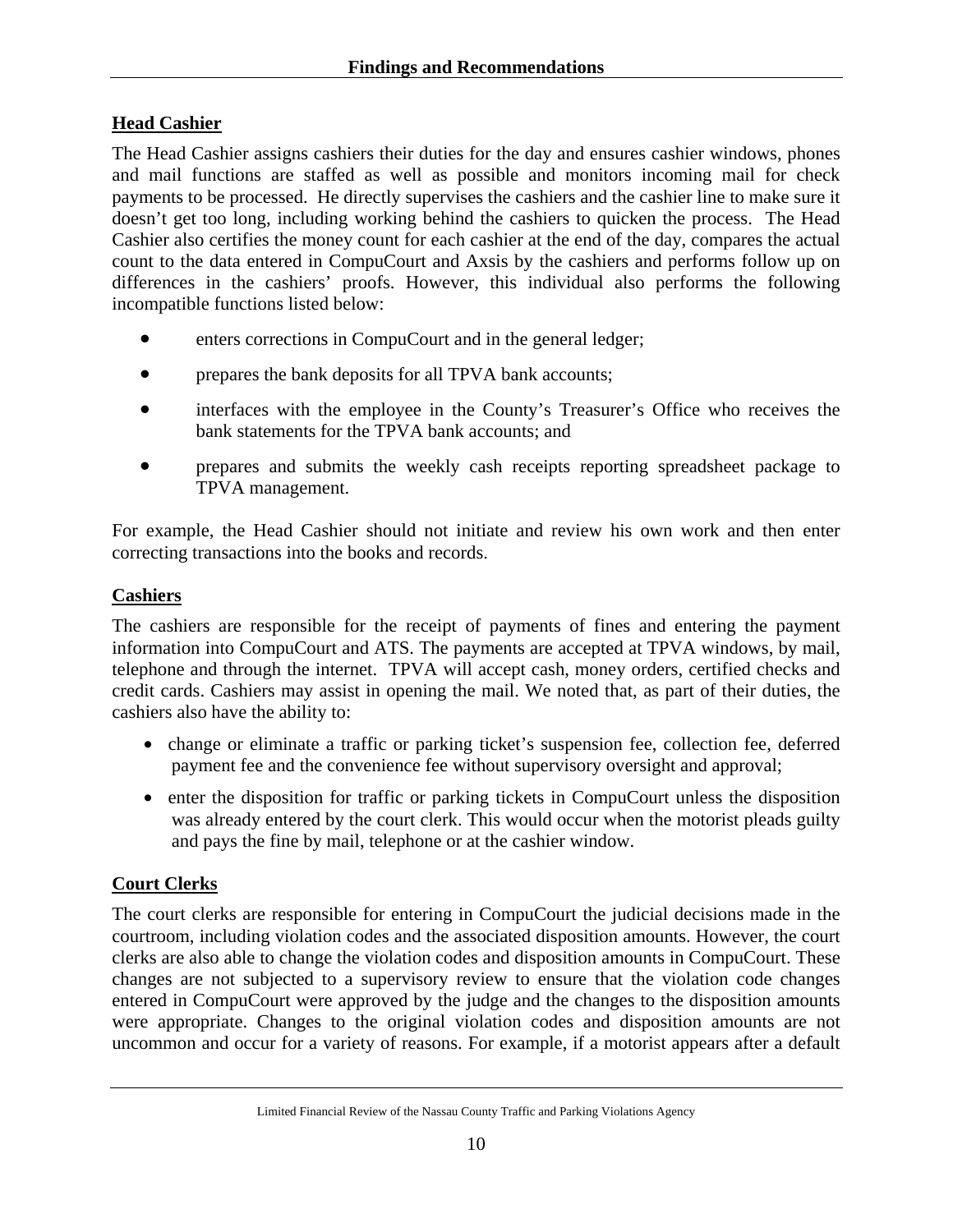### Head Cashier

The Head Cashier assigns cashiers their duties for the day and ensures cashier windows, phones and mail functions are staffed as well as possible and monitors incoming mail for check payments to be processed. He directly supervises the cashiers and the cashier line to make sure it doesn't get too long, including working behind the cashiers to quicken the process. The Head Cashier also certifies the money count for each cashier at the end of the day, compares the actual count to the data entered in CompuCourt and Axsis by the cashiers and performs follow up on differences in the cashiers' proofs. However, this individual also performs the following incompatible functions listed below:

- enters corrections in CompuCourt and in the general ledger;
- prepares the bank deposits for all TPVA bank accounts;
- interfaces with the employee in the County's Treasurer's Office who receives the bank statements for the TPVA bank accounts; and
- prepares and submits the weekly cash receipts reporting spreadsheet package to TPVA management.

For example, the Head Cashier should not initiate and review his own work and then enter correcting transactions into the books and records.

### Cashiers

The cashiers are responsible for the receipt of payments of fines and entering the payment information into CompuCourt and ATS. The payments are accepted at TPVA windows, by mail, telephone and through the internet. TPVA will accept cash, money orders, certified checks and credit cards. Cashiers may assist in opening the mail. We noted that, as part of their duties, the cashiers also have the ability to:

- change or eliminate a traffic or parking ticket's suspension fee, collection fee, deferred payment fee and the convenience fee without supervisory oversight and approval;
- enter the disposition for traffic or parking tickets in CompuCourt unless the disposition was already entered by the court clerk. This would occur when the motorist pleads guilty and pays the fine by mail, telephone or at the cashier window.

### Court Clerks

The court clerks are responsible for entering in CompuCourt the judicial decisions made in the courtroom, including violation codes and the associated disposition amounts. However, the court clerks are also able to change the violation codes and disposition amounts in CompuCourt. These changes are not subjected to a supervisory review to ensure that the violation code changes entered in CompuCourt were approved by the judge and the changes to the disposition amounts were appropriate. Changes to the original violation codes and disposition amounts are not uncommon and occur for a variety of reasons. For example, if a motorist appears after a default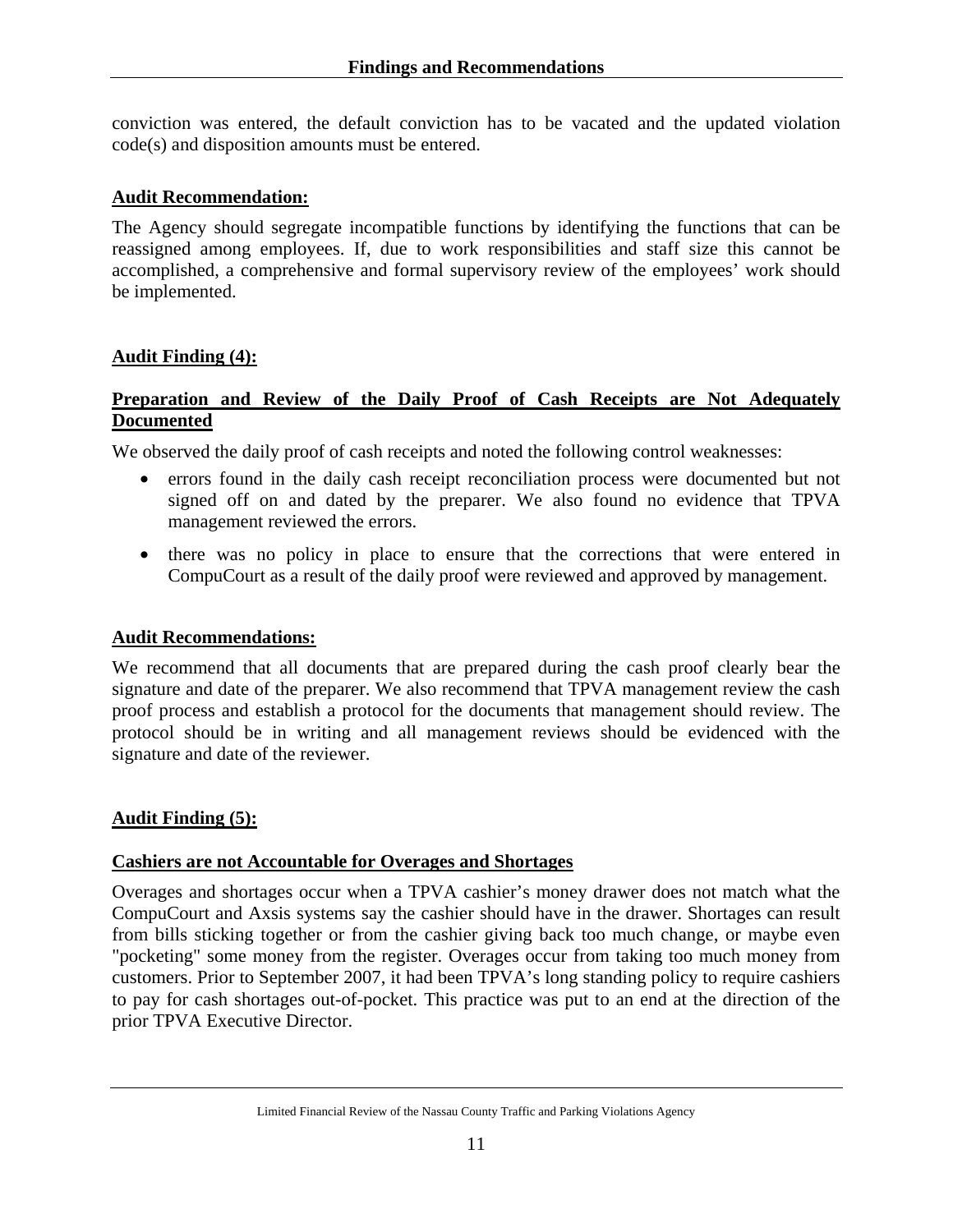conviction was entered, the default conviction has to be vacated and the updated violation code(s) and disposition amounts must be entered.

**Audit Recommendation:**

The Agency should segregate incompatible functions by identifying the functions that can be reassigned among employees. If, due to work responsibilities and staff size this cannot be accomplished, a comprehensive and formal supervisory review of the employees' work should be implemented.

**Audit Finding (4):**

**Preparation and Review of the Daily Proof of Cash Receipts are Not Adequately Documented**

We observed the daily proof of cash receipts and noted the following control weaknesses:

- errors found in the daily cash receipt reconciliation process were documented but not signed off on and dated by the preparer. We also found no evidence that TPVA management reviewed the errors.
- there was no policy in place to ensure that the corrections that were entered in CompuCourt as a result of the daily proof were reviewed and approved by management.

**Audit Recommendations:**

We recommend that all documents that are prepared during the cash proof clearly bear the signature and date of the preparer. We also recommend that TPVA management review the cash proof process and establish a protocol for the documents that management should review. The protocol should be in writing and all management reviews should be evidenced with the signature and date of the reviewer.

**Audit Finding (5):**

**Cashiers are not Accountable for Overages and Shortages**

Overages and shortages occur when a TPVA cashier's money drawer does not match what the CompuCourt and Axsis systems say the cashier should have in the drawer. Shortages can result from bills sticking together or from the cashier giving back too much change, or maybe even "pocketing" some money from the register. Overages occur from taking too much money from customers. Prior to September 2007, it had been TPVA's long standing policy to require cashiers to pay for cash shortages out-of-pocket. This practice was put to an end at the direction of the prior TPVA Executive Director.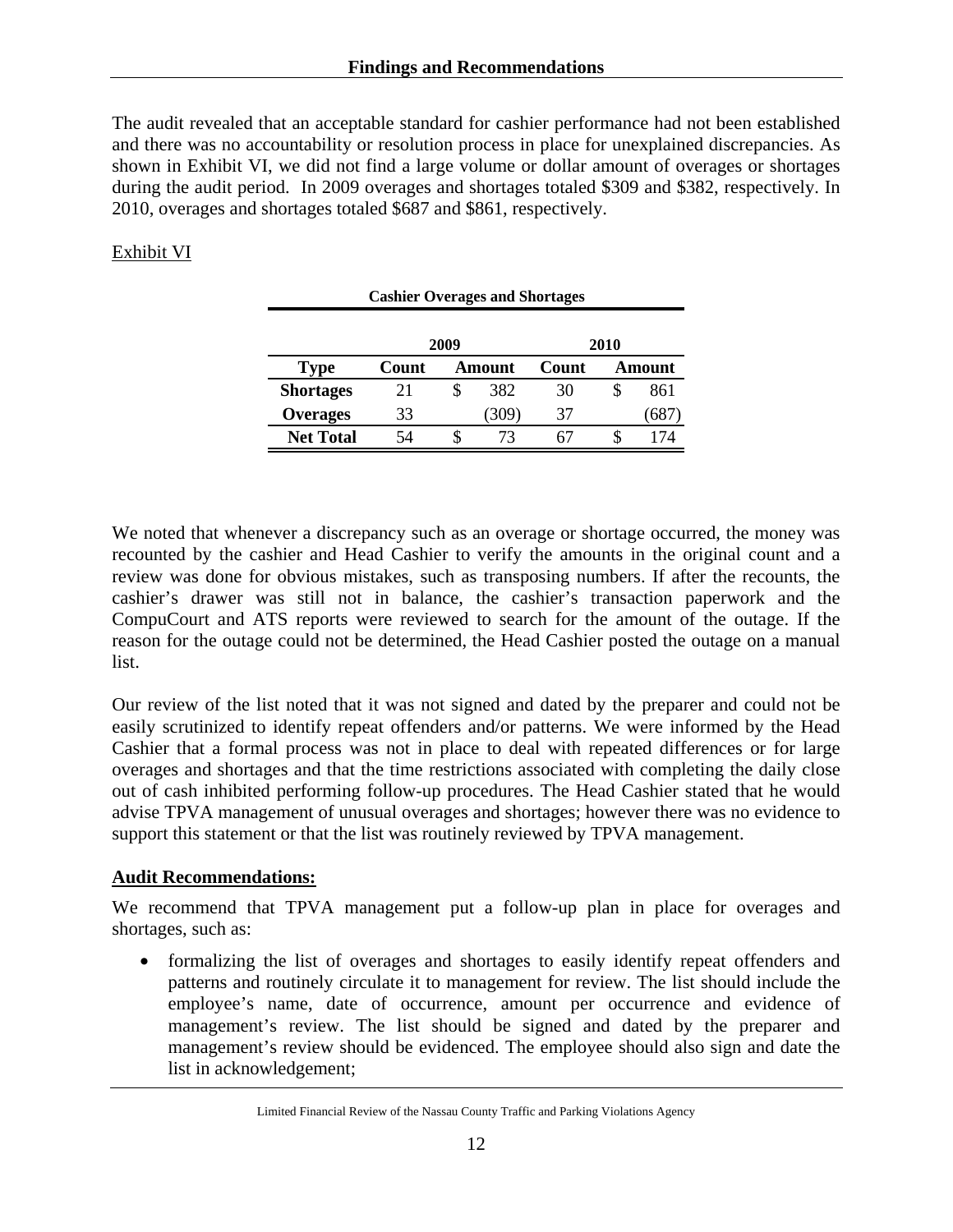## Findings and Recommendations

The audit revealed that an acceptable standard for cashier performance had not been established and there was no accountability or resolution process in place for unexplained discrepancies. As shown in Exhibit VI, we did not find a large volume or dollar amount of overages or shortages during the audit period. In 2009 overages and shortages totaled $309 and $382, respectively. In 2010, overages and shortages totaled $687 and $861, respectively.

Exhibit VI

**Cashier Overages and Shortages**

| | 2009 | | 2010 | |
|---|---|---|---|---|
| **Type** | **Count** | **Amount** | **Count** | **Amount** |
| **Shortages** | 21 | $ 382 | 30 | $ 861 |
| **Overages** | 33 | (309) | 37 | (687) |
| **Net Total** | 54 | $ 73 | 67 | $ 174 |

We noted that whenever a discrepancy such as an overage or shortage occurred, the money was recounted by the cashier and Head Cashier to verify the amounts in the original count and a review was done for obvious mistakes, such as transposing numbers. If after the recounts, the cashier's drawer was still not in balance, the cashier's transaction paperwork and the CompuCourt and ATS reports were reviewed to search for the amount of the outage. If the reason for the outage could not be determined, the Head Cashier posted the outage on a manual list.

Our review of the list noted that it was not signed and dated by the preparer and could not be easily scrutinized to identify repeat offenders and/or patterns. We were informed by the Head Cashier that a formal process was not in place to deal with repeated differences or for large overages and shortages and that the time restrictions associated with completing the daily close out of cash inhibited performing follow-up procedures. The Head Cashier stated that he would advise TPVA management of unusual overages and shortages; however there was no evidence to support this statement or that the list was routinely reviewed by TPVA management.

**Audit Recommendations:**

We recommend that TPVA management put a follow-up plan in place for overages and shortages, such as:

- formalizing the list of overages and shortages to easily identify repeat offenders and patterns and routinely circulate it to management for review. The list should include the employee's name, date of occurrence, amount per occurrence and evidence of management's review. The list should be signed and dated by the preparer and management's review should be evidenced. The employee should also sign and date the list in acknowledgement;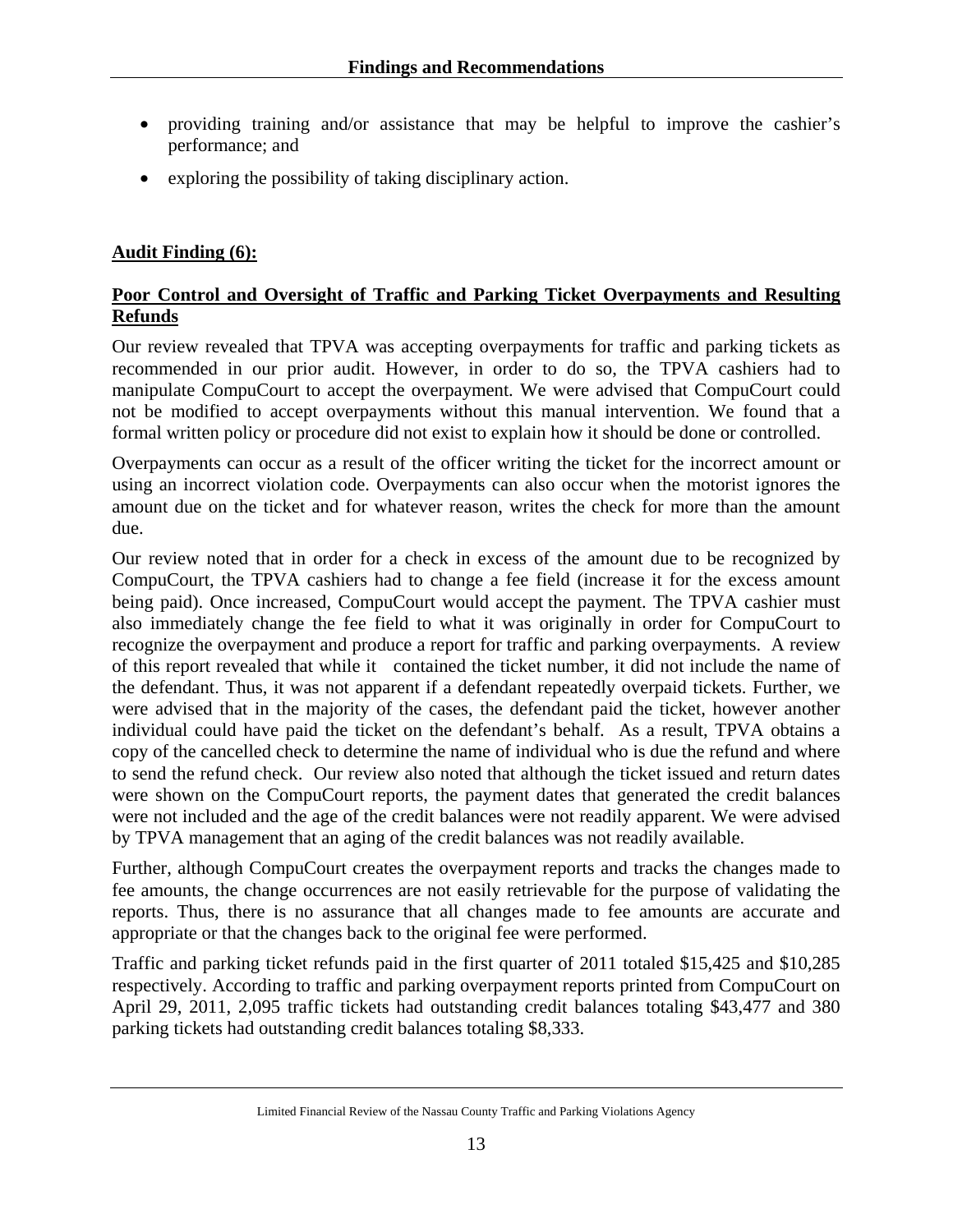- providing training and/or assistance that may be helpful to improve the cashier's performance; and
- exploring the possibility of taking disciplinary action.

**Audit Finding (6):**

**Poor Control and Oversight of Traffic and Parking Ticket Overpayments and Resulting Refunds**

Our review revealed that TPVA was accepting overpayments for traffic and parking tickets as recommended in our prior audit. However, in order to do so, the TPVA cashiers had to manipulate CompuCourt to accept the overpayment. We were advised that CompuCourt could not be modified to accept overpayments without this manual intervention. We found that a formal written policy or procedure did not exist to explain how it should be done or controlled.

Overpayments can occur as a result of the officer writing the ticket for the incorrect amount or using an incorrect violation code. Overpayments can also occur when the motorist ignores the amount due on the ticket and for whatever reason, writes the check for more than the amount due.

Our review noted that in order for a check in excess of the amount due to be recognized by CompuCourt, the TPVA cashiers had to change a fee field (increase it for the excess amount being paid). Once increased, CompuCourt would accept the payment. The TPVA cashier must also immediately change the fee field to what it was originally in order for CompuCourt to recognize the overpayment and produce a report for traffic and parking overpayments. A review of this report revealed that while it contained the ticket number, it did not include the name of the defendant. Thus, it was not apparent if a defendant repeatedly overpaid tickets. Further, we were advised that in the majority of the cases, the defendant paid the ticket, however another individual could have paid the ticket on the defendant's behalf. As a result, TPVA obtains a copy of the cancelled check to determine the name of individual who is due the refund and where to send the refund check. Our review also noted that although the ticket issued and return dates were shown on the CompuCourt reports, the payment dates that generated the credit balances were not included and the age of the credit balances were not readily apparent. We were advised by TPVA management that an aging of the credit balances was not readily available.

Further, although CompuCourt creates the overpayment reports and tracks the changes made to fee amounts, the change occurrences are not easily retrievable for the purpose of validating the reports. Thus, there is no assurance that all changes made to fee amounts are accurate and appropriate or that the changes back to the original fee were performed.

Traffic and parking ticket refunds paid in the first quarter of 2011 totaled $15,425 and $10,285 respectively. According to traffic and parking overpayment reports printed from CompuCourt on April 29, 2011, 2,095 traffic tickets had outstanding credit balances totaling $43,477 and 380 parking tickets had outstanding credit balances totaling $8,333.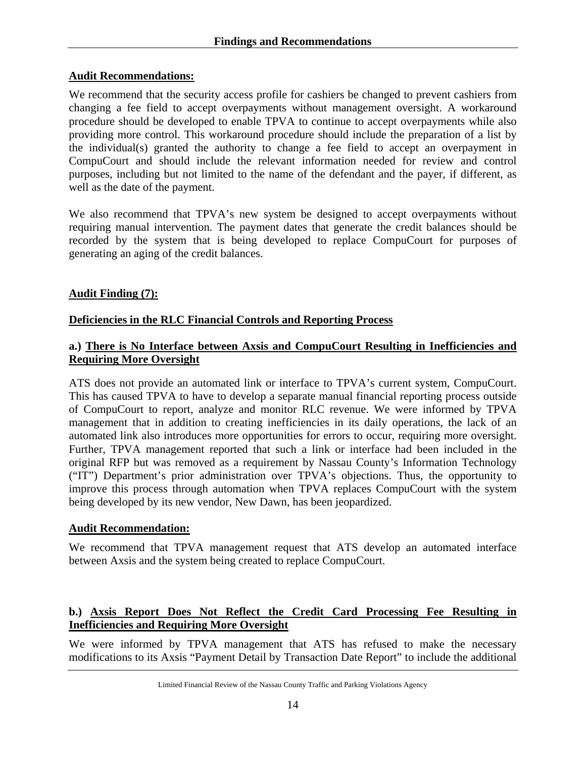**Audit Recommendations:**

We recommend that the security access profile for cashiers be changed to prevent cashiers from changing a fee field to accept overpayments without management oversight. A workaround procedure should be developed to enable TPVA to continue to accept overpayments while also providing more control. This workaround procedure should include the preparation of a list by the individual(s) granted the authority to change a fee field to accept an overpayment in CompuCourt and should include the relevant information needed for review and control purposes, including but not limited to the name of the defendant and the payer, if different, as well as the date of the payment.

We also recommend that TPVA's new system be designed to accept overpayments without requiring manual intervention. The payment dates that generate the credit balances should be recorded by the system that is being developed to replace CompuCourt for purposes of generating an aging of the credit balances.

**Audit Finding (7):**

**Deficiencies in the RLC Financial Controls and Reporting Process**

**a.) There is No Interface between Axsis and CompuCourt Resulting in Inefficiencies and Requiring More Oversight**

ATS does not provide an automated link or interface to TPVA's current system, CompuCourt. This has caused TPVA to have to develop a separate manual financial reporting process outside of CompuCourt to report, analyze and monitor RLC revenue. We were informed by TPVA management that in addition to creating inefficiencies in its daily operations, the lack of an automated link also introduces more opportunities for errors to occur, requiring more oversight. Further, TPVA management reported that such a link or interface had been included in the original RFP but was removed as a requirement by Nassau County's Information Technology ("IT") Department's prior administration over TPVA's objections. Thus, the opportunity to improve this process through automation when TPVA replaces CompuCourt with the system being developed by its new vendor, New Dawn, has been jeopardized.

**Audit Recommendation:**

We recommend that TPVA management request that ATS develop an automated interface between Axsis and the system being created to replace CompuCourt.

**b.) Axsis Report Does Not Reflect the Credit Card Processing Fee Resulting in Inefficiencies and Requiring More Oversight**

We were informed by TPVA management that ATS has refused to make the necessary modifications to its Axsis "Payment Detail by Transaction Date Report" to include the additional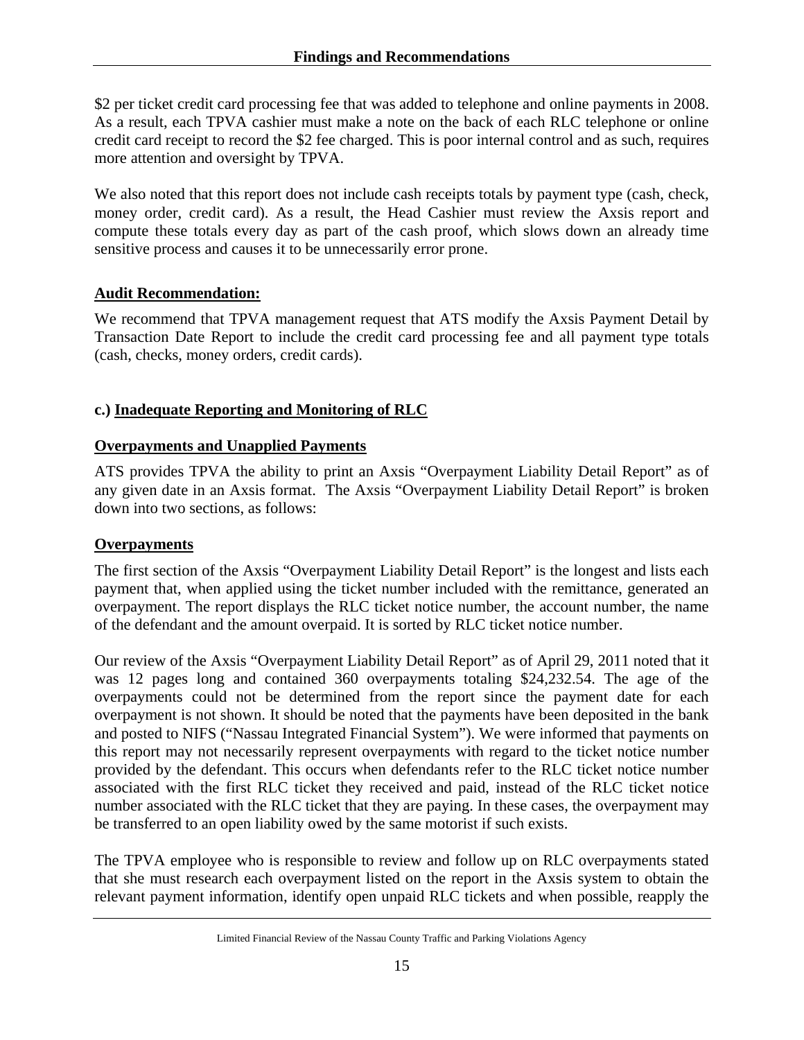$2 per ticket credit card processing fee that was added to telephone and online payments in 2008. As a result, each TPVA cashier must make a note on the back of each RLC telephone or online credit card receipt to record the $2 fee charged. This is poor internal control and as such, requires more attention and oversight by TPVA.

We also noted that this report does not include cash receipts totals by payment type (cash, check, money order, credit card). As a result, the Head Cashier must review the Axsis report and compute these totals every day as part of the cash proof, which slows down an already time sensitive process and causes it to be unnecessarily error prone.

**Audit Recommendation:**

We recommend that TPVA management request that ATS modify the Axsis Payment Detail by Transaction Date Report to include the credit card processing fee and all payment type totals (cash, checks, money orders, credit cards).

**c.) Inadequate Reporting and Monitoring of RLC**

**Overpayments and Unapplied Payments**

ATS provides TPVA the ability to print an Axsis "Overpayment Liability Detail Report" as of any given date in an Axsis format. The Axsis "Overpayment Liability Detail Report" is broken down into two sections, as follows:

**Overpayments**

The first section of the Axsis "Overpayment Liability Detail Report" is the longest and lists each payment that, when applied using the ticket number included with the remittance, generated an overpayment. The report displays the RLC ticket notice number, the account number, the name of the defendant and the amount overpaid. It is sorted by RLC ticket notice number.

Our review of the Axsis "Overpayment Liability Detail Report" as of April 29, 2011 noted that it was 12 pages long and contained 360 overpayments totaling $24,232.54. The age of the overpayments could not be determined from the report since the payment date for each overpayment is not shown. It should be noted that the payments have been deposited in the bank and posted to NIFS ("Nassau Integrated Financial System"). We were informed that payments on this report may not necessarily represent overpayments with regard to the ticket notice number provided by the defendant. This occurs when defendants refer to the RLC ticket notice number associated with the first RLC ticket they received and paid, instead of the RLC ticket notice number associated with the RLC ticket that they are paying. In these cases, the overpayment may be transferred to an open liability owed by the same motorist if such exists.

The TPVA employee who is responsible to review and follow up on RLC overpayments stated that she must research each overpayment listed on the report in the Axsis system to obtain the relevant payment information, identify open unpaid RLC tickets and when possible, reapply the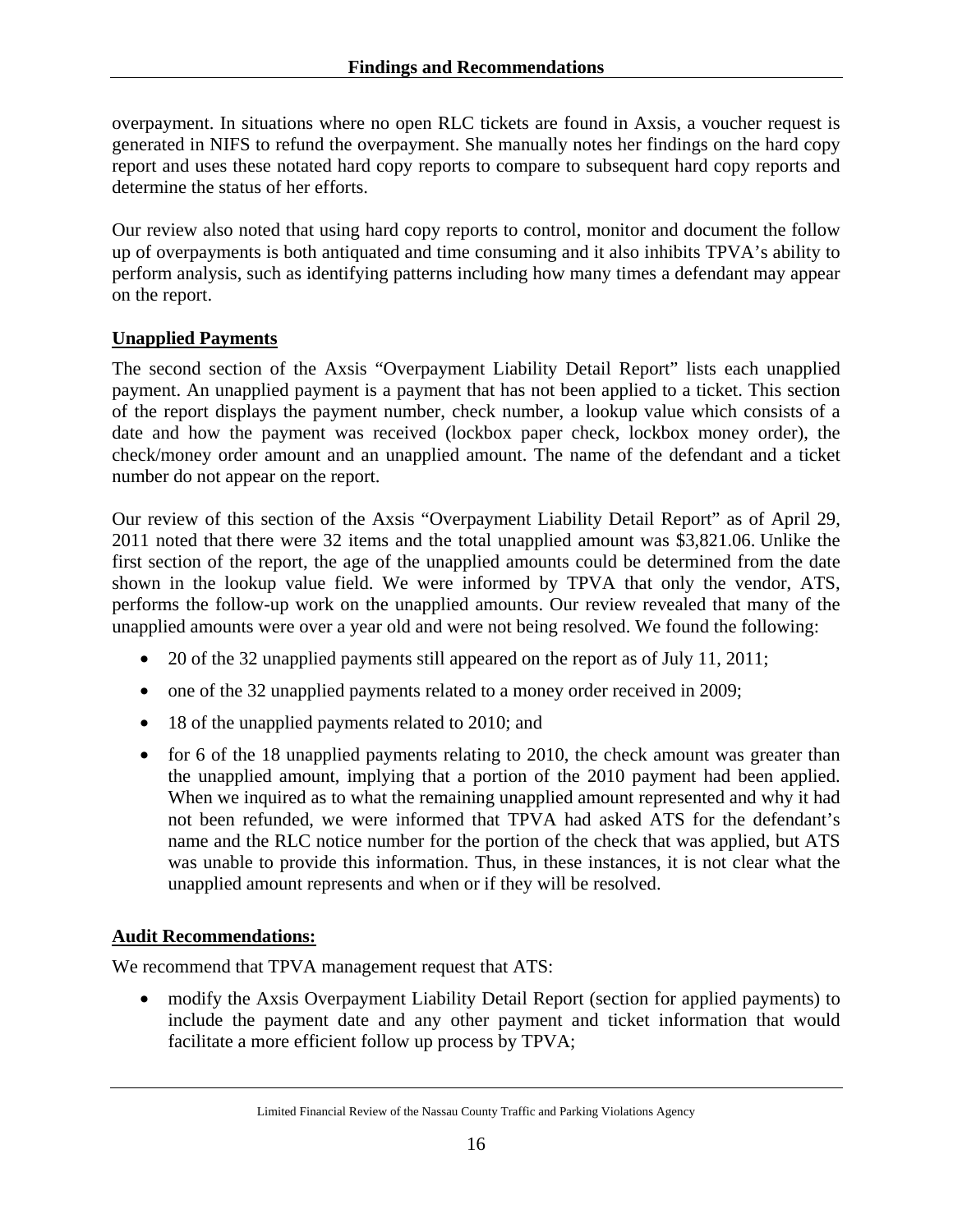overpayment. In situations where no open RLC tickets are found in Axsis, a voucher request is generated in NIFS to refund the overpayment. She manually notes her findings on the hard copy report and uses these notated hard copy reports to compare to subsequent hard copy reports and determine the status of her efforts.

Our review also noted that using hard copy reports to control, monitor and document the follow up of overpayments is both antiquated and time consuming and it also inhibits TPVA's ability to perform analysis, such as identifying patterns including how many times a defendant may appear on the report.

**Unapplied Payments**

The second section of the Axsis "Overpayment Liability Detail Report" lists each unapplied payment. An unapplied payment is a payment that has not been applied to a ticket. This section of the report displays the payment number, check number, a lookup value which consists of a date and how the payment was received (lockbox paper check, lockbox money order), the check/money order amount and an unapplied amount. The name of the defendant and a ticket number do not appear on the report.

Our review of this section of the Axsis "Overpayment Liability Detail Report" as of April 29, 2011 noted that there were 32 items and the total unapplied amount was $3,821.06. Unlike the first section of the report, the age of the unapplied amounts could be determined from the date shown in the lookup value field. We were informed by TPVA that only the vendor, ATS, performs the follow-up work on the unapplied amounts. Our review revealed that many of the unapplied amounts were over a year old and were not being resolved. We found the following:

- 20 of the 32 unapplied payments still appeared on the report as of July 11, 2011;
- one of the 32 unapplied payments related to a money order received in 2009;
- 18 of the unapplied payments related to 2010; and
- for 6 of the 18 unapplied payments relating to 2010, the check amount was greater than the unapplied amount, implying that a portion of the 2010 payment had been applied. When we inquired as to what the remaining unapplied amount represented and why it had not been refunded, we were informed that TPVA had asked ATS for the defendant's name and the RLC notice number for the portion of the check that was applied, but ATS was unable to provide this information. Thus, in these instances, it is not clear what the unapplied amount represents and when or if they will be resolved.

**Audit Recommendations:**

We recommend that TPVA management request that ATS:

- modify the Axsis Overpayment Liability Detail Report (section for applied payments) to include the payment date and any other payment and ticket information that would facilitate a more efficient follow up process by TPVA;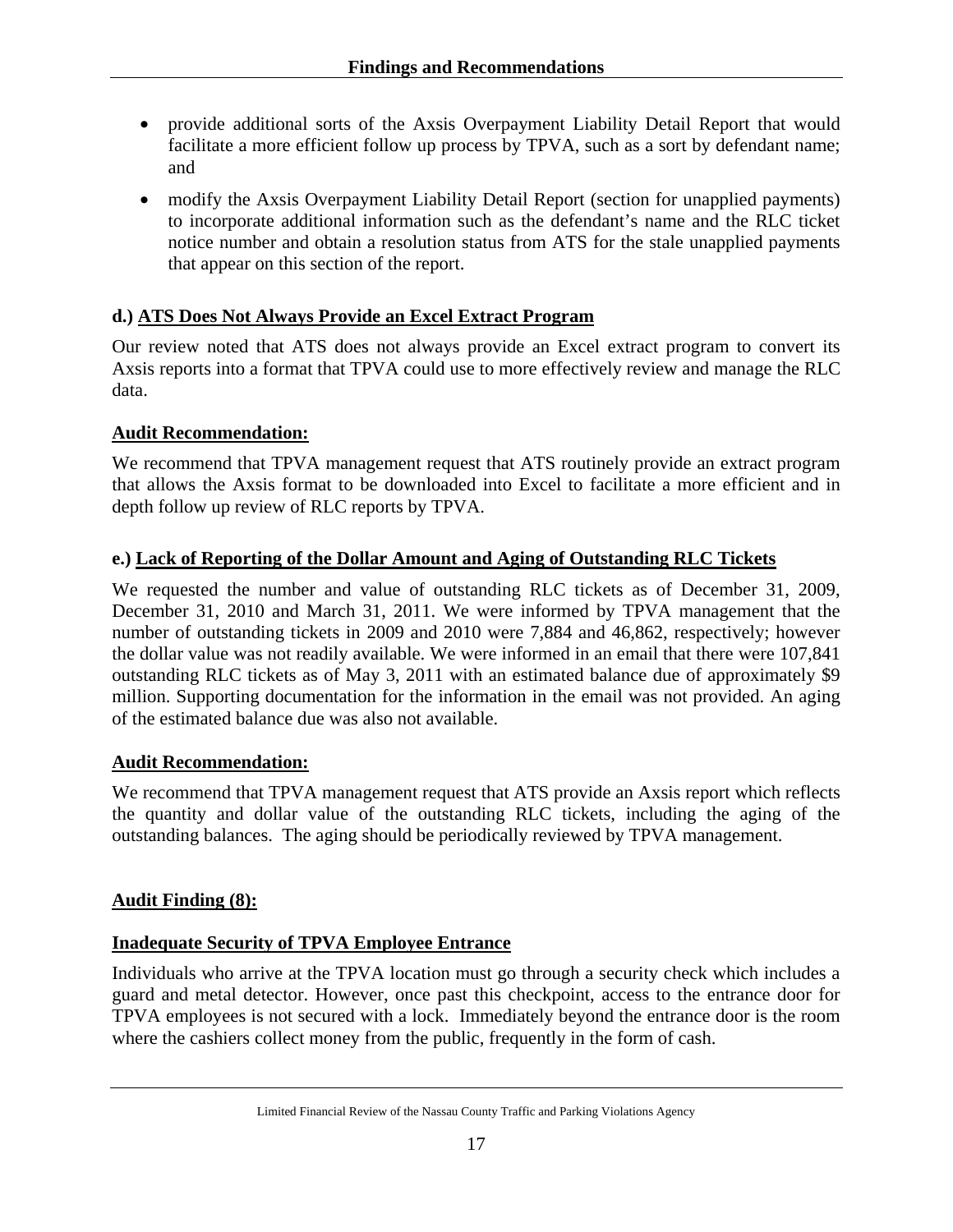- provide additional sorts of the Axsis Overpayment Liability Detail Report that would facilitate a more efficient follow up process by TPVA, such as a sort by defendant name; and
- modify the Axsis Overpayment Liability Detail Report (section for unapplied payments) to incorporate additional information such as the defendant's name and the RLC ticket notice number and obtain a resolution status from ATS for the stale unapplied payments that appear on this section of the report.

**d.) ATS Does Not Always Provide an Excel Extract Program**

Our review noted that ATS does not always provide an Excel extract program to convert its Axsis reports into a format that TPVA could use to more effectively review and manage the RLC data.

**Audit Recommendation:**

We recommend that TPVA management request that ATS routinely provide an extract program that allows the Axsis format to be downloaded into Excel to facilitate a more efficient and in depth follow up review of RLC reports by TPVA.

**e.) Lack of Reporting of the Dollar Amount and Aging of Outstanding RLC Tickets**

We requested the number and value of outstanding RLC tickets as of December 31, 2009, December 31, 2010 and March 31, 2011. We were informed by TPVA management that the number of outstanding tickets in 2009 and 2010 were 7,884 and 46,862, respectively; however the dollar value was not readily available. We were informed in an email that there were 107,841 outstanding RLC tickets as of May 3, 2011 with an estimated balance due of approximately $9 million. Supporting documentation for the information in the email was not provided. An aging of the estimated balance due was also not available.

**Audit Recommendation:**

We recommend that TPVA management request that ATS provide an Axsis report which reflects the quantity and dollar value of the outstanding RLC tickets, including the aging of the outstanding balances. The aging should be periodically reviewed by TPVA management.

**Audit Finding (8):**

**Inadequate Security of TPVA Employee Entrance**

Individuals who arrive at the TPVA location must go through a security check which includes a guard and metal detector. However, once past this checkpoint, access to the entrance door for TPVA employees is not secured with a lock. Immediately beyond the entrance door is the room where the cashiers collect money from the public, frequently in the form of cash.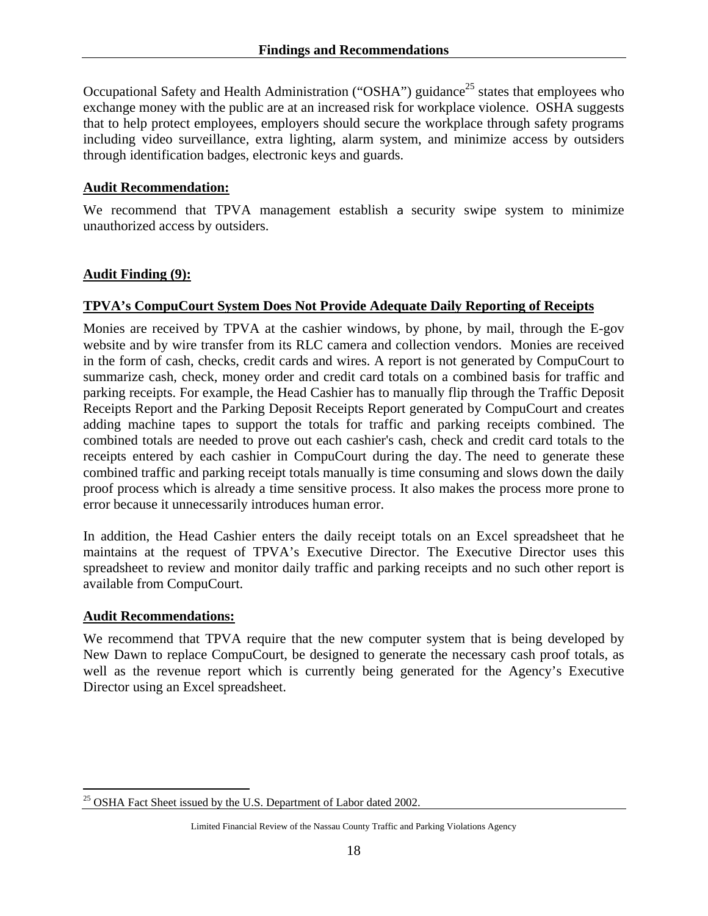Occupational Safety and Health Administration ("OSHA") guidance[25] states that employees who exchange money with the public are at an increased risk for workplace violence. OSHA suggests that to help protect employees, employers should secure the workplace through safety programs including video surveillance, extra lighting, alarm system, and minimize access by outsiders through identification badges, electronic keys and guards.

**Audit Recommendation:**

We recommend that TPVA management establish a security swipe system to minimize unauthorized access by outsiders.

**Audit Finding (9):**

**TPVA's CompuCourt System Does Not Provide Adequate Daily Reporting of Receipts**

Monies are received by TPVA at the cashier windows, by phone, by mail, through the E-gov website and by wire transfer from its RLC camera and collection vendors. Monies are received in the form of cash, checks, credit cards and wires. A report is not generated by CompuCourt to summarize cash, check, money order and credit card totals on a combined basis for traffic and parking receipts. For example, the Head Cashier has to manually flip through the Traffic Deposit Receipts Report and the Parking Deposit Receipts Report generated by CompuCourt and creates adding machine tapes to support the totals for traffic and parking receipts combined. The combined totals are needed to prove out each cashier's cash, check and credit card totals to the receipts entered by each cashier in CompuCourt during the day. The need to generate these combined traffic and parking receipt totals manually is time consuming and slows down the daily proof process which is already a time sensitive process. It also makes the process more prone to error because it unnecessarily introduces human error.

In addition, the Head Cashier enters the daily receipt totals on an Excel spreadsheet that he maintains at the request of TPVA's Executive Director. The Executive Director uses this spreadsheet to review and monitor daily traffic and parking receipts and no such other report is available from CompuCourt.

**Audit Recommendations:**

We recommend that TPVA require that the new computer system that is being developed by New Dawn to replace CompuCourt, be designed to generate the necessary cash proof totals, as well as the revenue report which is currently being generated for the Agency's Executive Director using an Excel spreadsheet.

---

[25] OSHA Fact Sheet issued by the U.S. Department of Labor dated 2002.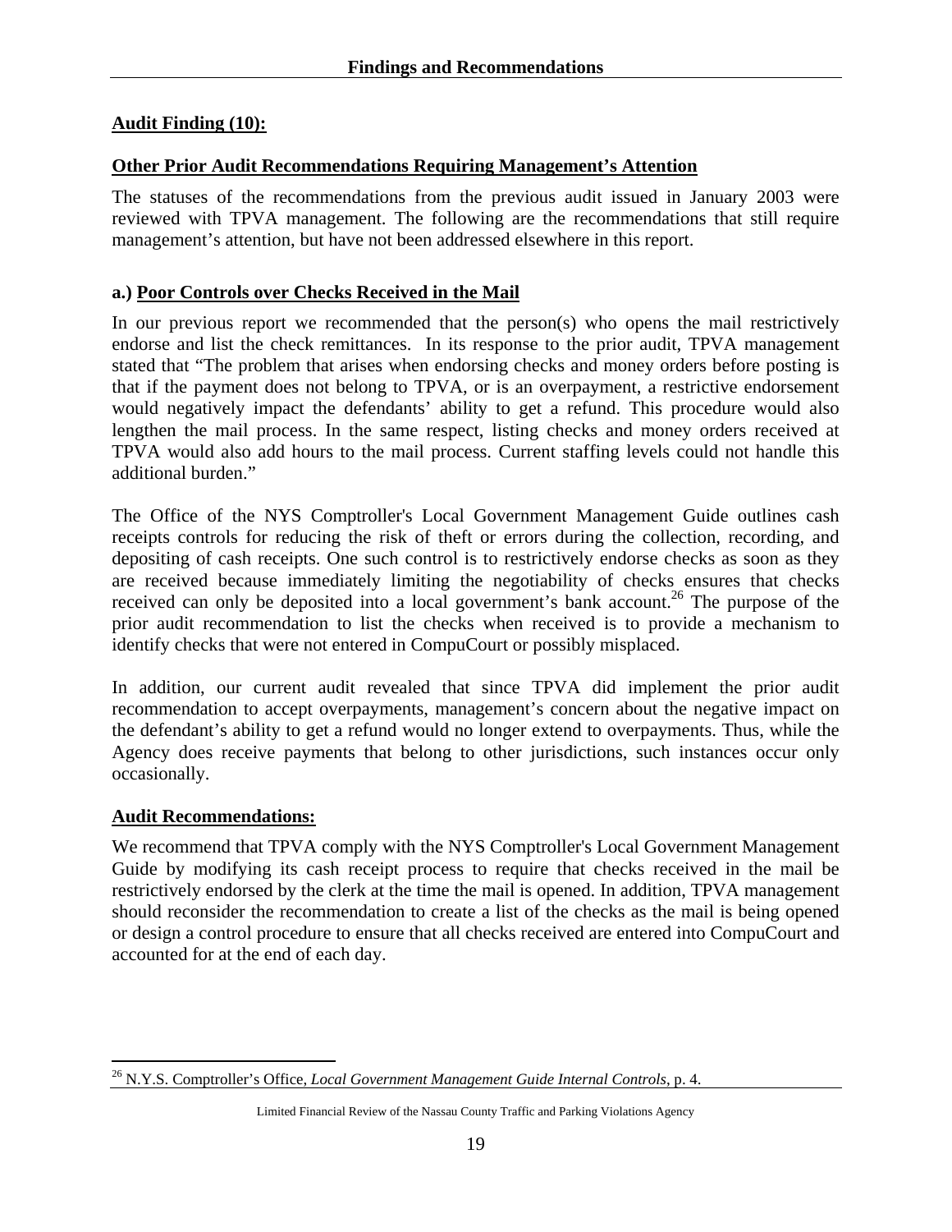**Audit Finding (10):**

**Other Prior Audit Recommendations Requiring Management's Attention**

The statuses of the recommendations from the previous audit issued in January 2003 were reviewed with TPVA management. The following are the recommendations that still require management's attention, but have not been addressed elsewhere in this report.

**a.) Poor Controls over Checks Received in the Mail**

In our previous report we recommended that the person(s) who opens the mail restrictively endorse and list the check remittances. In its response to the prior audit, TPVA management stated that "The problem that arises when endorsing checks and money orders before posting is that if the payment does not belong to TPVA, or is an overpayment, a restrictive endorsement would negatively impact the defendants' ability to get a refund. This procedure would also lengthen the mail process. In the same respect, listing checks and money orders received at TPVA would also add hours to the mail process. Current staffing levels could not handle this additional burden."

The Office of the NYS Comptroller's Local Government Management Guide outlines cash receipts controls for reducing the risk of theft or errors during the collection, recording, and depositing of cash receipts. One such control is to restrictively endorse checks as soon as they are received because immediately limiting the negotiability of checks ensures that checks received can only be deposited into a local government's bank account.[26] The purpose of the prior audit recommendation to list the checks when received is to provide a mechanism to identify checks that were not entered in CompuCourt or possibly misplaced.

In addition, our current audit revealed that since TPVA did implement the prior audit recommendation to accept overpayments, management's concern about the negative impact on the defendant's ability to get a refund would no longer extend to overpayments. Thus, while the Agency does receive payments that belong to other jurisdictions, such instances occur only occasionally.

**Audit Recommendations:**

We recommend that TPVA comply with the NYS Comptroller's Local Government Management Guide by modifying its cash receipt process to require that checks received in the mail be restrictively endorsed by the clerk at the time the mail is opened. In addition, TPVA management should reconsider the recommendation to create a list of the checks as the mail is being opened or design a control procedure to ensure that all checks received are entered into CompuCourt and accounted for at the end of each day.

[26] N.Y.S. Comptroller's Office, *Local Government Management Guide Internal Controls*, p. 4.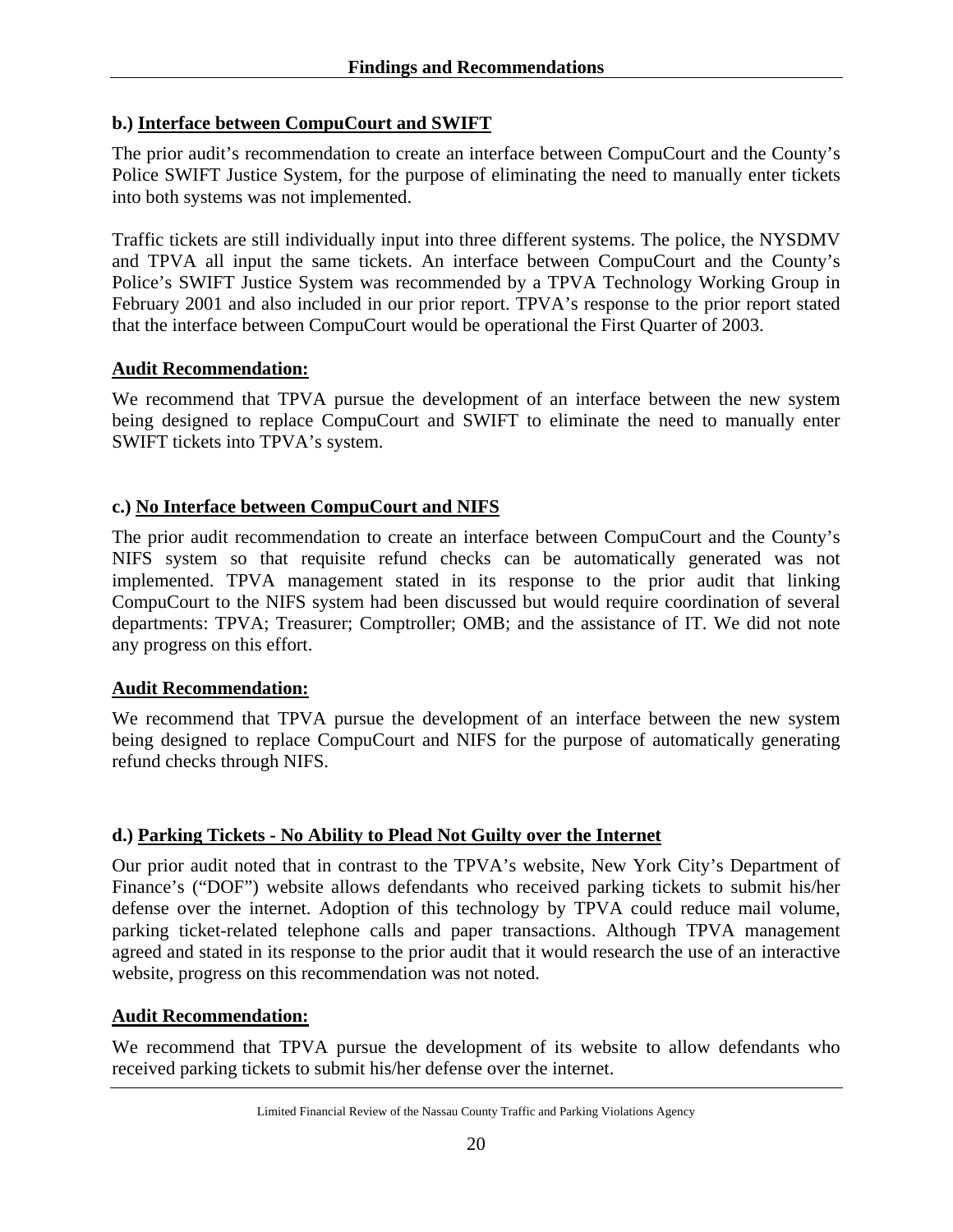### b.) Interface between CompuCourt and SWIFT

The prior audit's recommendation to create an interface between CompuCourt and the County's Police SWIFT Justice System, for the purpose of eliminating the need to manually enter tickets into both systems was not implemented.

Traffic tickets are still individually input into three different systems. The police, the NYSDMV and TPVA all input the same tickets. An interface between CompuCourt and the County's Police's SWIFT Justice System was recommended by a TPVA Technology Working Group in February 2001 and also included in our prior report. TPVA's response to the prior report stated that the interface between CompuCourt would be operational the First Quarter of 2003.

**Audit Recommendation:**

We recommend that TPVA pursue the development of an interface between the new system being designed to replace CompuCourt and SWIFT to eliminate the need to manually enter SWIFT tickets into TPVA's system.

### c.) No Interface between CompuCourt and NIFS

The prior audit recommendation to create an interface between CompuCourt and the County's NIFS system so that requisite refund checks can be automatically generated was not implemented. TPVA management stated in its response to the prior audit that linking CompuCourt to the NIFS system had been discussed but would require coordination of several departments: TPVA; Treasurer; Comptroller; OMB; and the assistance of IT. We did not note any progress on this effort.

**Audit Recommendation:**

We recommend that TPVA pursue the development of an interface between the new system being designed to replace CompuCourt and NIFS for the purpose of automatically generating refund checks through NIFS.

### d.) Parking Tickets - No Ability to Plead Not Guilty over the Internet

Our prior audit noted that in contrast to the TPVA's website, New York City's Department of Finance's ("DOF") website allows defendants who received parking tickets to submit his/her defense over the internet. Adoption of this technology by TPVA could reduce mail volume, parking ticket-related telephone calls and paper transactions. Although TPVA management agreed and stated in its response to the prior audit that it would research the use of an interactive website, progress on this recommendation was not noted.

**Audit Recommendation:**

We recommend that TPVA pursue the development of its website to allow defendants who received parking tickets to submit his/her defense over the internet.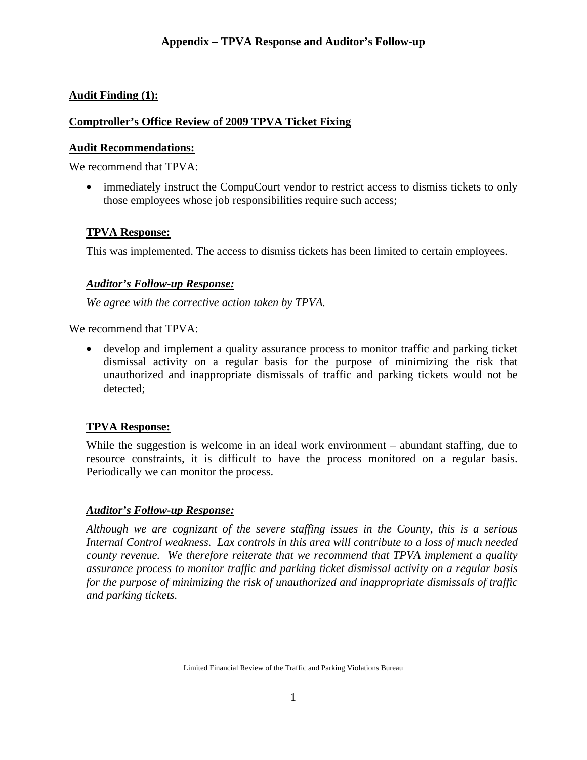## Appendix – TPVA Response and Auditor's Follow-up

**Audit Finding (1):**

**Comptroller's Office Review of 2009 TPVA Ticket Fixing**

**Audit Recommendations:**

We recommend that TPVA:

- immediately instruct the CompuCourt vendor to restrict access to dismiss tickets to only those employees whose job responsibilities require such access;

**TPVA Response:**

This was implemented. The access to dismiss tickets has been limited to certain employees.

***Auditor's Follow-up Response:***

*We agree with the corrective action taken by TPVA.*

We recommend that TPVA:

- develop and implement a quality assurance process to monitor traffic and parking ticket dismissal activity on a regular basis for the purpose of minimizing the risk that unauthorized and inappropriate dismissals of traffic and parking tickets would not be detected;

**TPVA Response:**

While the suggestion is welcome in an ideal work environment – abundant staffing, due to resource constraints, it is difficult to have the process monitored on a regular basis. Periodically we can monitor the process.

***Auditor's Follow-up Response:***

*Although we are cognizant of the severe staffing issues in the County, this is a serious Internal Control weakness. Lax controls in this area will contribute to a loss of much needed county revenue. We therefore reiterate that we recommend that TPVA implement a quality assurance process to monitor traffic and parking ticket dismissal activity on a regular basis for the purpose of minimizing the risk of unauthorized and inappropriate dismissals of traffic and parking tickets.*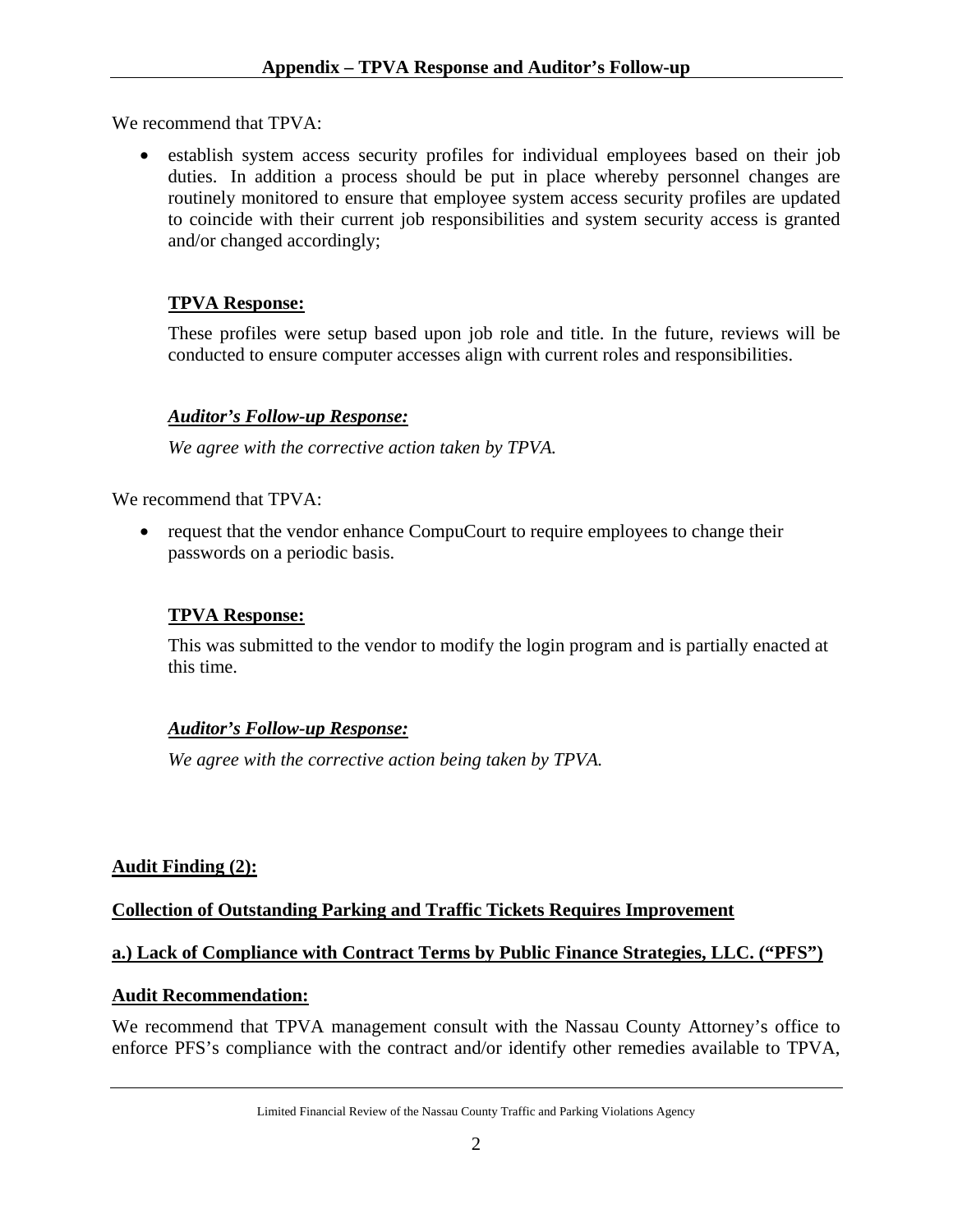We recommend that TPVA:

- establish system access security profiles for individual employees based on their job duties. In addition a process should be put in place whereby personnel changes are routinely monitored to ensure that employee system access security profiles are updated to coincide with their current job responsibilities and system security access is granted and/or changed accordingly;

**TPVA Response:**

These profiles were setup based upon job role and title. In the future, reviews will be conducted to ensure computer accesses align with current roles and responsibilities.

***Auditor's Follow-up Response:***

*We agree with the corrective action taken by TPVA.*

We recommend that TPVA:

- request that the vendor enhance CompuCourt to require employees to change their passwords on a periodic basis.

**TPVA Response:**

This was submitted to the vendor to modify the login program and is partially enacted at this time.

***Auditor's Follow-up Response:***

*We agree with the corrective action being taken by TPVA.*

**Audit Finding (2):**

**Collection of Outstanding Parking and Traffic Tickets Requires Improvement**

**a.) Lack of Compliance with Contract Terms by Public Finance Strategies, LLC. ("PFS")**

**Audit Recommendation:**

We recommend that TPVA management consult with the Nassau County Attorney's office to enforce PFS's compliance with the contract and/or identify other remedies available to TPVA,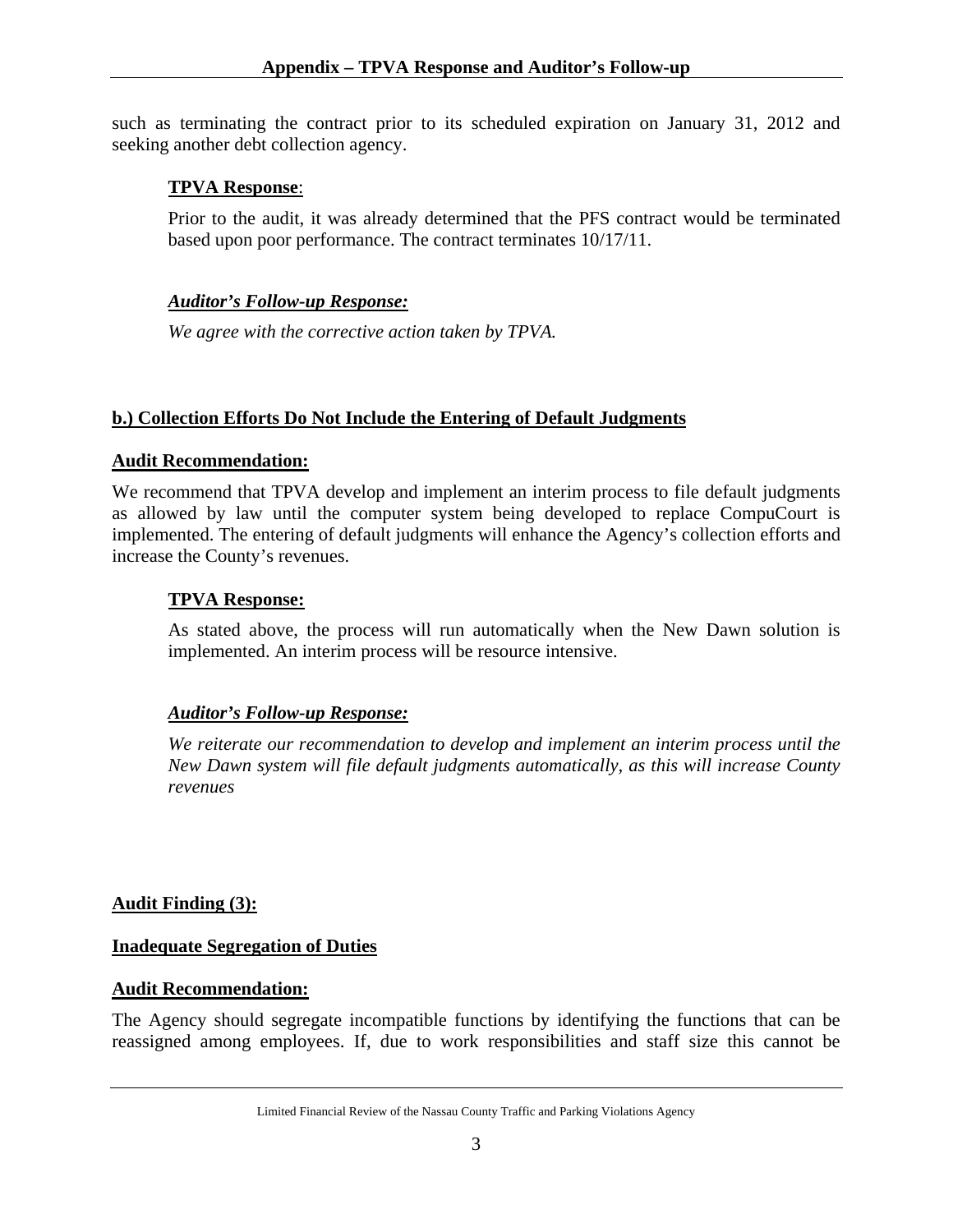such as terminating the contract prior to its scheduled expiration on January 31, 2012 and seeking another debt collection agency.

**TPVA Response**:

Prior to the audit, it was already determined that the PFS contract would be terminated based upon poor performance. The contract terminates 10/17/11.

***Auditor's Follow-up Response:***

*We agree with the corrective action taken by TPVA.*

**b.) Collection Efforts Do Not Include the Entering of Default Judgments**

**Audit Recommendation:**

We recommend that TPVA develop and implement an interim process to file default judgments as allowed by law until the computer system being developed to replace CompuCourt is implemented. The entering of default judgments will enhance the Agency's collection efforts and increase the County's revenues.

**TPVA Response:**

As stated above, the process will run automatically when the New Dawn solution is implemented. An interim process will be resource intensive.

***Auditor's Follow-up Response:***

*We reiterate our recommendation to develop and implement an interim process until the New Dawn system will file default judgments automatically, as this will increase County revenues*

**Audit Finding (3):**

**Inadequate Segregation of Duties**

**Audit Recommendation:**

The Agency should segregate incompatible functions by identifying the functions that can be reassigned among employees. If, due to work responsibilities and staff size this cannot be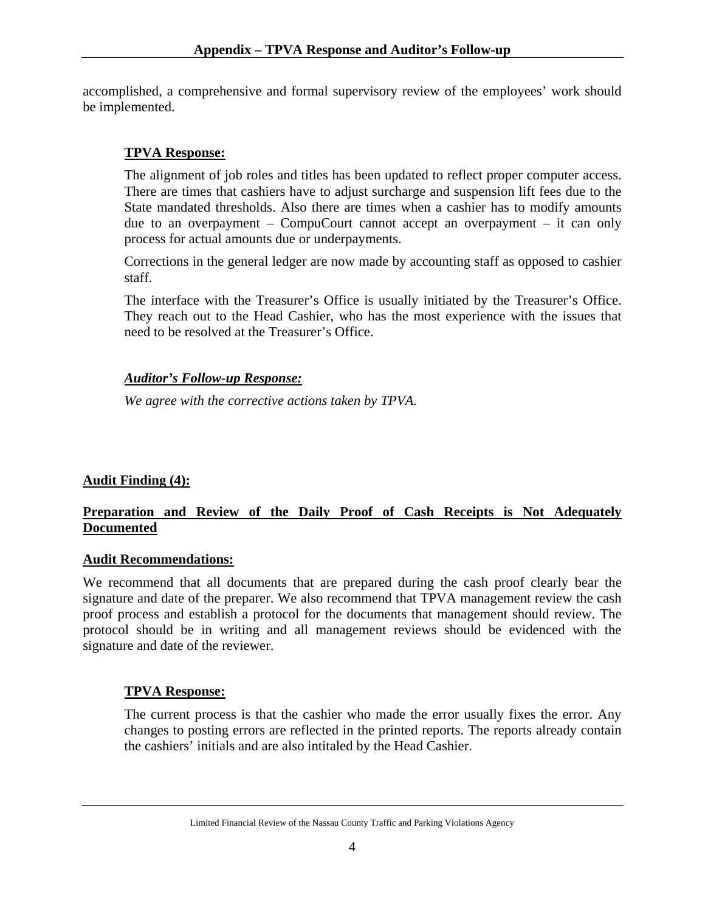accomplished, a comprehensive and formal supervisory review of the employees' work should be implemented.

**TPVA Response:**

The alignment of job roles and titles has been updated to reflect proper computer access. There are times that cashiers have to adjust surcharge and suspension lift fees due to the State mandated thresholds. Also there are times when a cashier has to modify amounts due to an overpayment – CompuCourt cannot accept an overpayment – it can only process for actual amounts due or underpayments.

Corrections in the general ledger are now made by accounting staff as opposed to cashier staff.

The interface with the Treasurer's Office is usually initiated by the Treasurer's Office. They reach out to the Head Cashier, who has the most experience with the issues that need to be resolved at the Treasurer's Office.

***Auditor's Follow-up Response:***

*We agree with the corrective actions taken by TPVA.*

**Audit Finding (4):**

**Preparation and Review of the Daily Proof of Cash Receipts is Not Adequately Documented**

**Audit Recommendations:**

We recommend that all documents that are prepared during the cash proof clearly bear the signature and date of the preparer. We also recommend that TPVA management review the cash proof process and establish a protocol for the documents that management should review. The protocol should be in writing and all management reviews should be evidenced with the signature and date of the reviewer.

**TPVA Response:**

The current process is that the cashier who made the error usually fixes the error. Any changes to posting errors are reflected in the printed reports. The reports already contain the cashiers' initials and are also intitaled by the Head Cashier.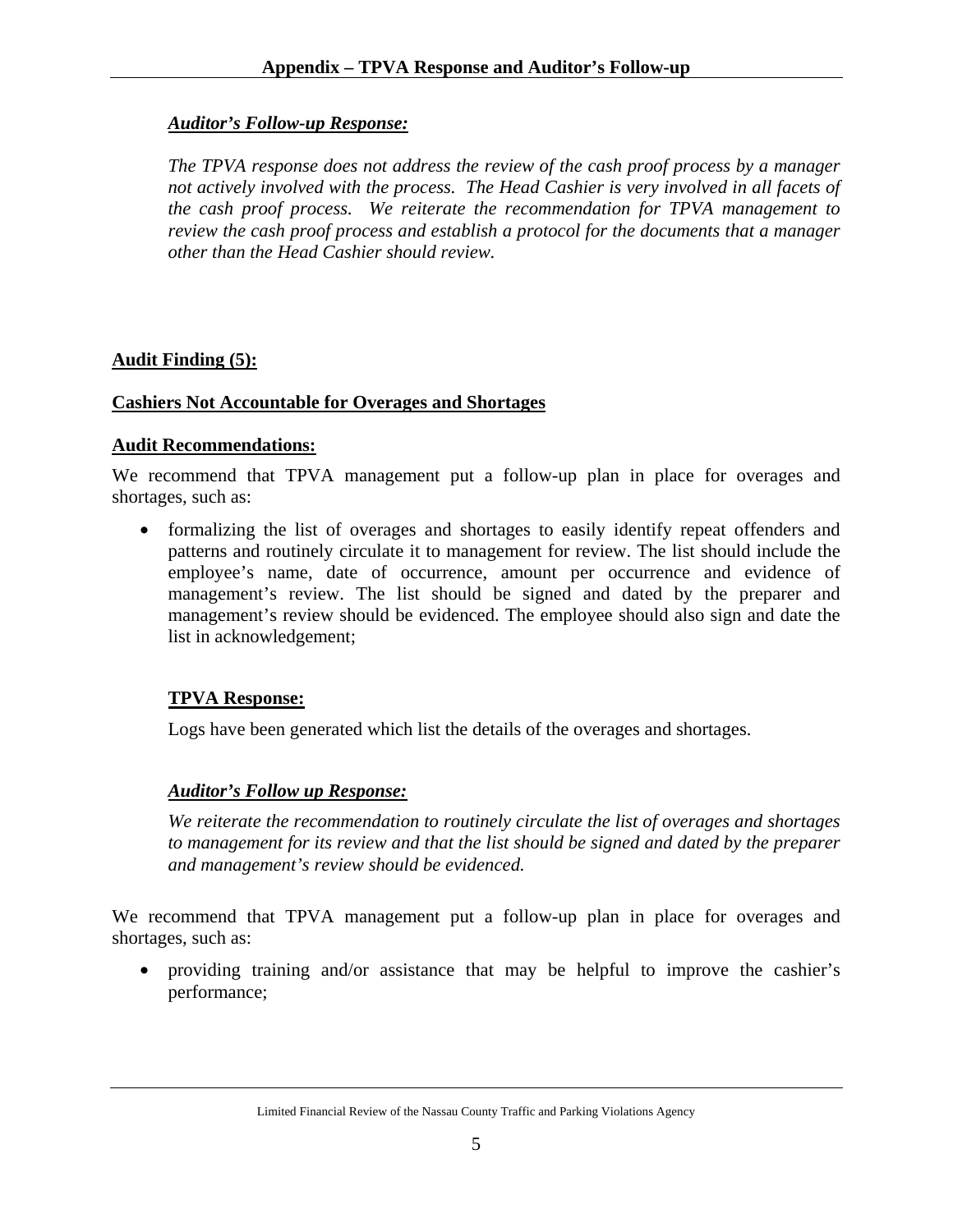***Auditor's Follow-up Response:***

*The TPVA response does not address the review of the cash proof process by a manager not actively involved with the process. The Head Cashier is very involved in all facets of the cash proof process. We reiterate the recommendation for TPVA management to review the cash proof process and establish a protocol for the documents that a manager other than the Head Cashier should review.*

**Audit Finding (5):**

**Cashiers Not Accountable for Overages and Shortages**

**Audit Recommendations:**

We recommend that TPVA management put a follow-up plan in place for overages and shortages, such as:

- formalizing the list of overages and shortages to easily identify repeat offenders and patterns and routinely circulate it to management for review. The list should include the employee's name, date of occurrence, amount per occurrence and evidence of management's review. The list should be signed and dated by the preparer and management's review should be evidenced. The employee should also sign and date the list in acknowledgement;

**TPVA Response:**

Logs have been generated which list the details of the overages and shortages.

***Auditor's Follow up Response:***

*We reiterate the recommendation to routinely circulate the list of overages and shortages to management for its review and that the list should be signed and dated by the preparer and management's review should be evidenced.*

We recommend that TPVA management put a follow-up plan in place for overages and shortages, such as:

- providing training and/or assistance that may be helpful to improve the cashier's performance;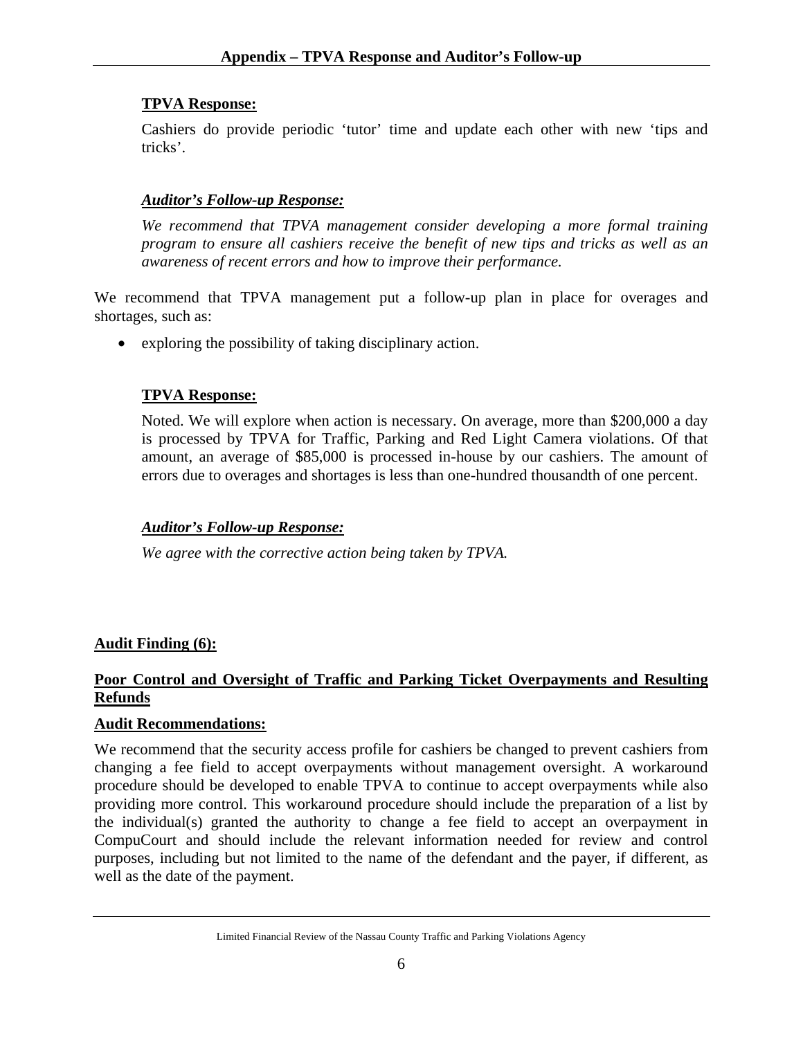**TPVA Response:**

Cashiers do provide periodic 'tutor' time and update each other with new 'tips and tricks'.

***Auditor's Follow-up Response:***

*We recommend that TPVA management consider developing a more formal training program to ensure all cashiers receive the benefit of new tips and tricks as well as an awareness of recent errors and how to improve their performance.*

We recommend that TPVA management put a follow-up plan in place for overages and shortages, such as:

- exploring the possibility of taking disciplinary action.

**TPVA Response:**

Noted. We will explore when action is necessary. On average, more than $200,000 a day is processed by TPVA for Traffic, Parking and Red Light Camera violations. Of that amount, an average of $85,000 is processed in-house by our cashiers. The amount of errors due to overages and shortages is less than one-hundred thousandth of one percent.

***Auditor's Follow-up Response:***

*We agree with the corrective action being taken by TPVA.*

**Audit Finding (6):**

**Poor Control and Oversight of Traffic and Parking Ticket Overpayments and Resulting Refunds**

**Audit Recommendations:**

We recommend that the security access profile for cashiers be changed to prevent cashiers from changing a fee field to accept overpayments without management oversight. A workaround procedure should be developed to enable TPVA to continue to accept overpayments while also providing more control. This workaround procedure should include the preparation of a list by the individual(s) granted the authority to change a fee field to accept an overpayment in CompuCourt and should include the relevant information needed for review and control purposes, including but not limited to the name of the defendant and the payer, if different, as well as the date of the payment.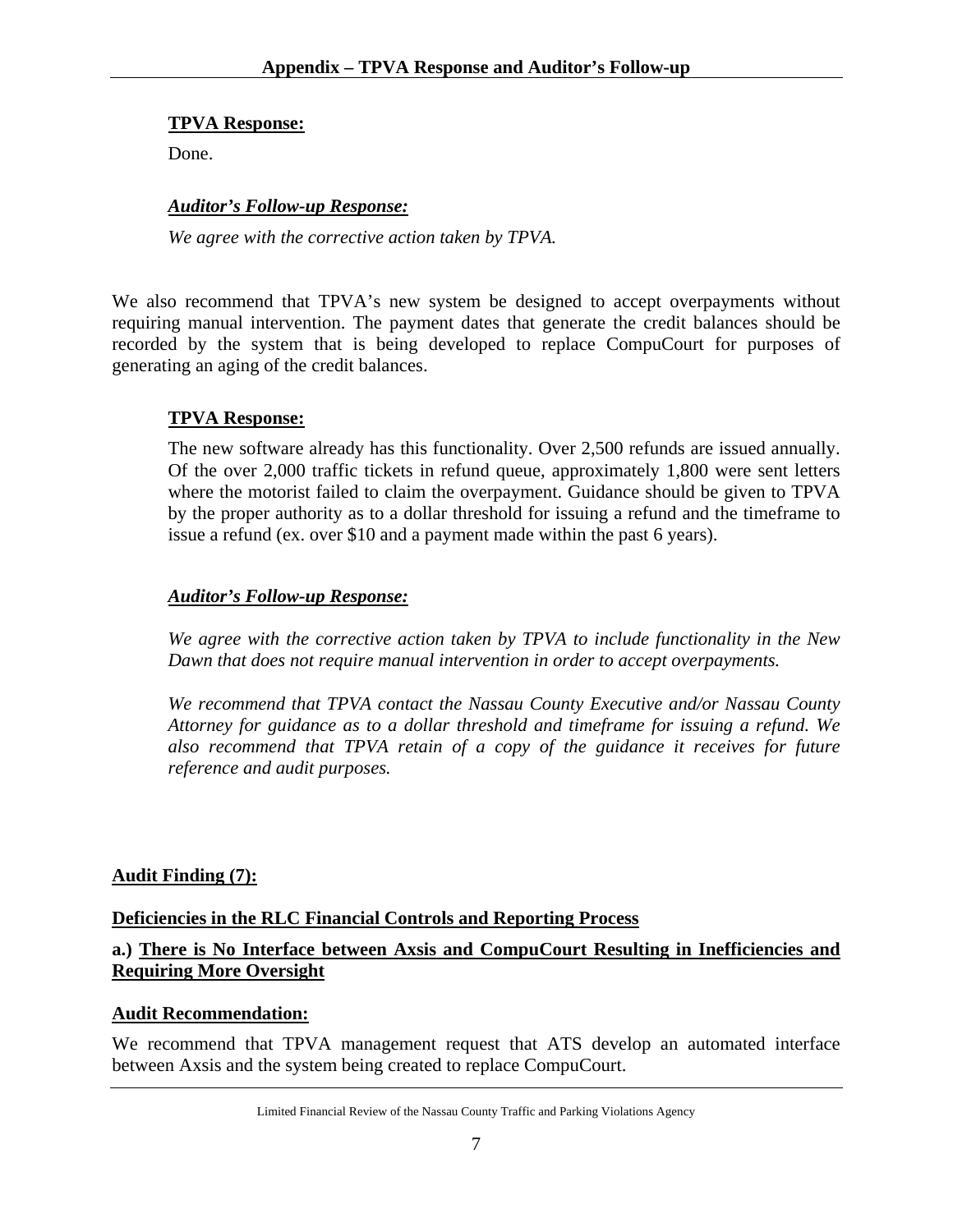**TPVA Response:**

Done.

***Auditor's Follow-up Response:***

*We agree with the corrective action taken by TPVA.*

We also recommend that TPVA's new system be designed to accept overpayments without requiring manual intervention. The payment dates that generate the credit balances should be recorded by the system that is being developed to replace CompuCourt for purposes of generating an aging of the credit balances.

**TPVA Response:**

The new software already has this functionality. Over 2,500 refunds are issued annually. Of the over 2,000 traffic tickets in refund queue, approximately 1,800 were sent letters where the motorist failed to claim the overpayment. Guidance should be given to TPVA by the proper authority as to a dollar threshold for issuing a refund and the timeframe to issue a refund (ex. over $10 and a payment made within the past 6 years).

***Auditor's Follow-up Response:***

*We agree with the corrective action taken by TPVA to include functionality in the New Dawn that does not require manual intervention in order to accept overpayments.*

*We recommend that TPVA contact the Nassau County Executive and/or Nassau County Attorney for guidance as to a dollar threshold and timeframe for issuing a refund. We also recommend that TPVA retain of a copy of the guidance it receives for future reference and audit purposes.*

**Audit Finding (7):**

**Deficiencies in the RLC Financial Controls and Reporting Process**

**a.) There is No Interface between Axsis and CompuCourt Resulting in Inefficiencies and Requiring More Oversight**

**Audit Recommendation:**

We recommend that TPVA management request that ATS develop an automated interface between Axsis and the system being created to replace CompuCourt.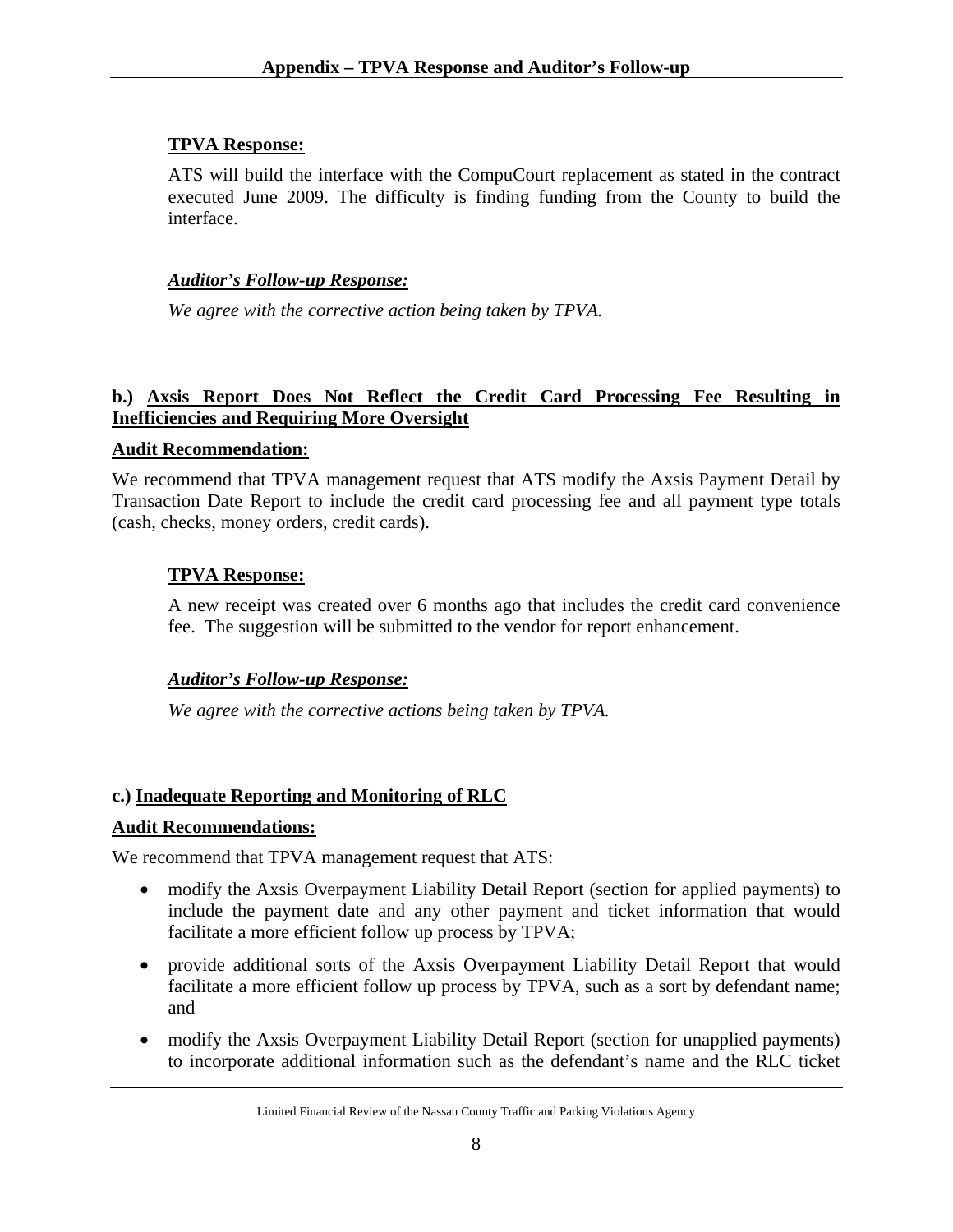**TPVA Response:**

ATS will build the interface with the CompuCourt replacement as stated in the contract executed June 2009. The difficulty is finding funding from the County to build the interface.

***Auditor's Follow-up Response:***

*We agree with the corrective action being taken by TPVA.*

**b.) Axsis Report Does Not Reflect the Credit Card Processing Fee Resulting in Inefficiencies and Requiring More Oversight**

**Audit Recommendation:**

We recommend that TPVA management request that ATS modify the Axsis Payment Detail by Transaction Date Report to include the credit card processing fee and all payment type totals (cash, checks, money orders, credit cards).

**TPVA Response:**

A new receipt was created over 6 months ago that includes the credit card convenience fee. The suggestion will be submitted to the vendor for report enhancement.

***Auditor's Follow-up Response:***

*We agree with the corrective actions being taken by TPVA.*

**c.) Inadequate Reporting and Monitoring of RLC**

**Audit Recommendations:**

We recommend that TPVA management request that ATS:

- modify the Axsis Overpayment Liability Detail Report (section for applied payments) to include the payment date and any other payment and ticket information that would facilitate a more efficient follow up process by TPVA;
- provide additional sorts of the Axsis Overpayment Liability Detail Report that would facilitate a more efficient follow up process by TPVA, such as a sort by defendant name; and
- modify the Axsis Overpayment Liability Detail Report (section for unapplied payments) to incorporate additional information such as the defendant's name and the RLC ticket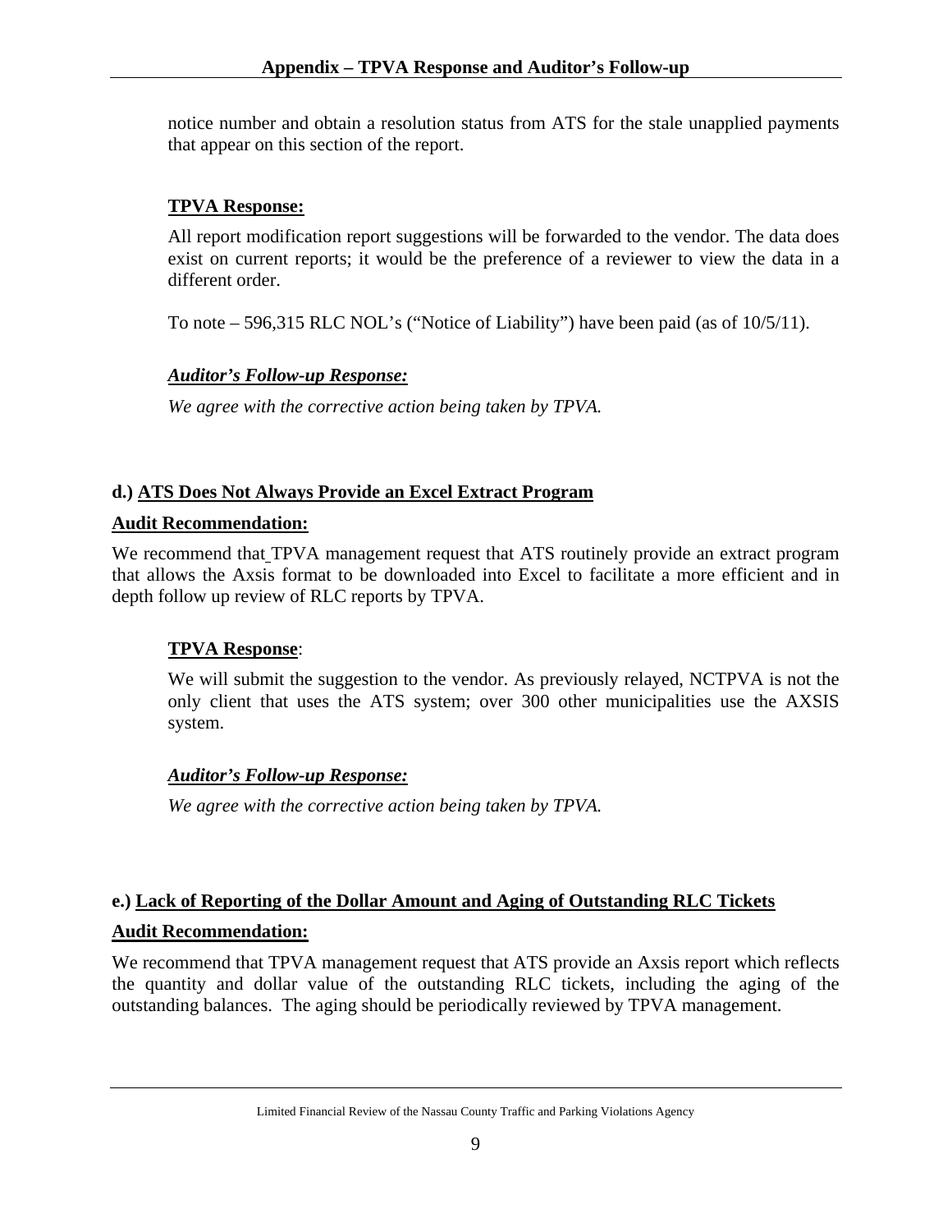notice number and obtain a resolution status from ATS for the stale unapplied payments that appear on this section of the report.

**TPVA Response:**

All report modification report suggestions will be forwarded to the vendor. The data does exist on current reports; it would be the preference of a reviewer to view the data in a different order.

To note – 596,315 RLC NOL's ("Notice of Liability") have been paid (as of 10/5/11).

***Auditor's Follow-up Response:***

*We agree with the corrective action being taken by TPVA.*

**d.) ATS Does Not Always Provide an Excel Extract Program**

**Audit Recommendation:**

We recommend that TPVA management request that ATS routinely provide an extract program that allows the Axsis format to be downloaded into Excel to facilitate a more efficient and in depth follow up review of RLC reports by TPVA.

**TPVA Response**:

We will submit the suggestion to the vendor. As previously relayed, NCTPVA is not the only client that uses the ATS system; over 300 other municipalities use the AXSIS system.

***Auditor's Follow-up Response:***

*We agree with the corrective action being taken by TPVA.*

**e.) Lack of Reporting of the Dollar Amount and Aging of Outstanding RLC Tickets**

**Audit Recommendation:**

We recommend that TPVA management request that ATS provide an Axsis report which reflects the quantity and dollar value of the outstanding RLC tickets, including the aging of the outstanding balances. The aging should be periodically reviewed by TPVA management.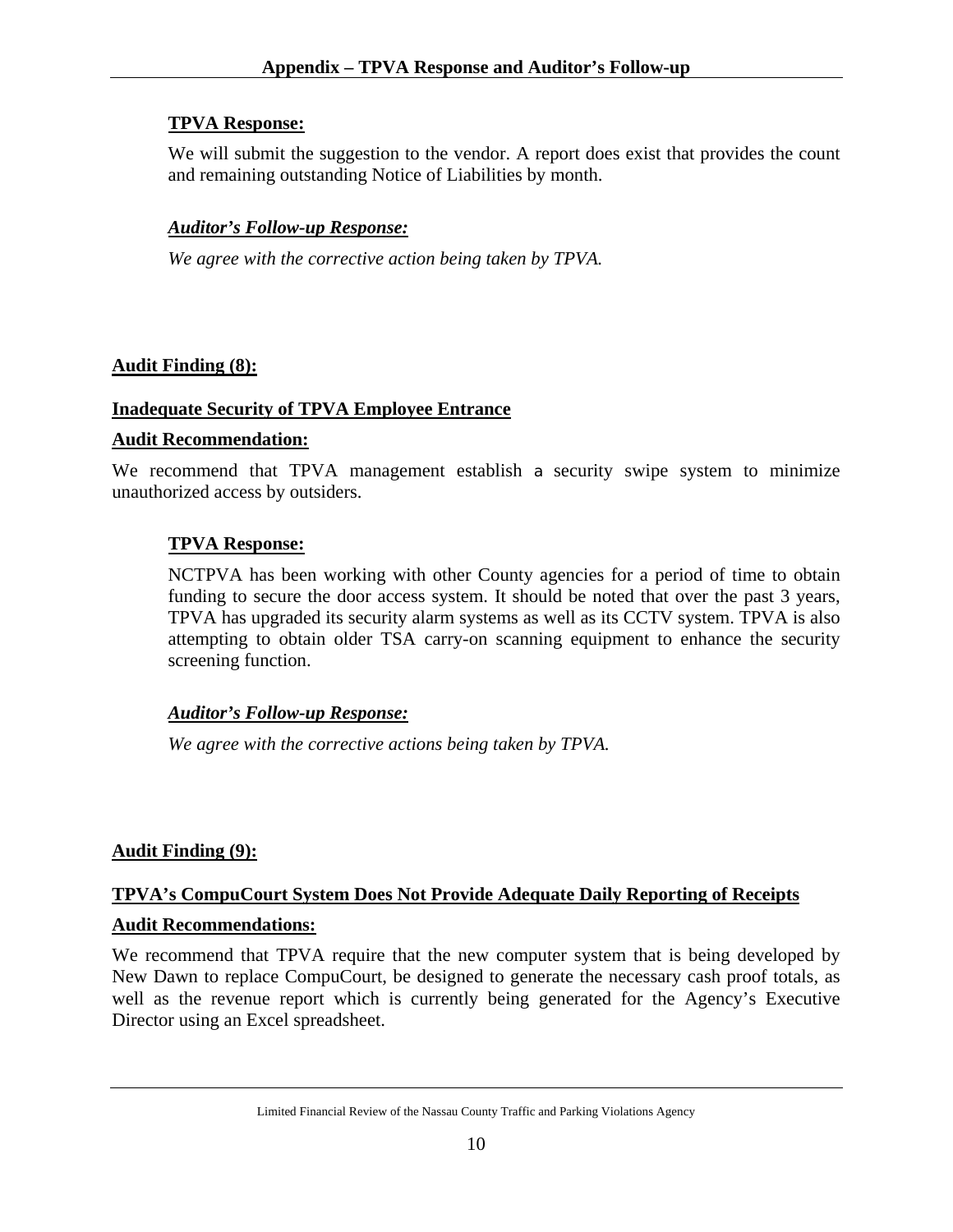**TPVA Response:**

We will submit the suggestion to the vendor. A report does exist that provides the count and remaining outstanding Notice of Liabilities by month.

***Auditor's Follow-up Response:***

*We agree with the corrective action being taken by TPVA.*

**Audit Finding (8):**

**Inadequate Security of TPVA Employee Entrance**

**Audit Recommendation:**

We recommend that TPVA management establish a security swipe system to minimize unauthorized access by outsiders.

**TPVA Response:**

NCTPVA has been working with other County agencies for a period of time to obtain funding to secure the door access system. It should be noted that over the past 3 years, TPVA has upgraded its security alarm systems as well as its CCTV system. TPVA is also attempting to obtain older TSA carry-on scanning equipment to enhance the security screening function.

***Auditor's Follow-up Response:***

*We agree with the corrective actions being taken by TPVA.*

**Audit Finding (9):**

**TPVA's CompuCourt System Does Not Provide Adequate Daily Reporting of Receipts**

**Audit Recommendations:**

We recommend that TPVA require that the new computer system that is being developed by New Dawn to replace CompuCourt, be designed to generate the necessary cash proof totals, as well as the revenue report which is currently being generated for the Agency's Executive Director using an Excel spreadsheet.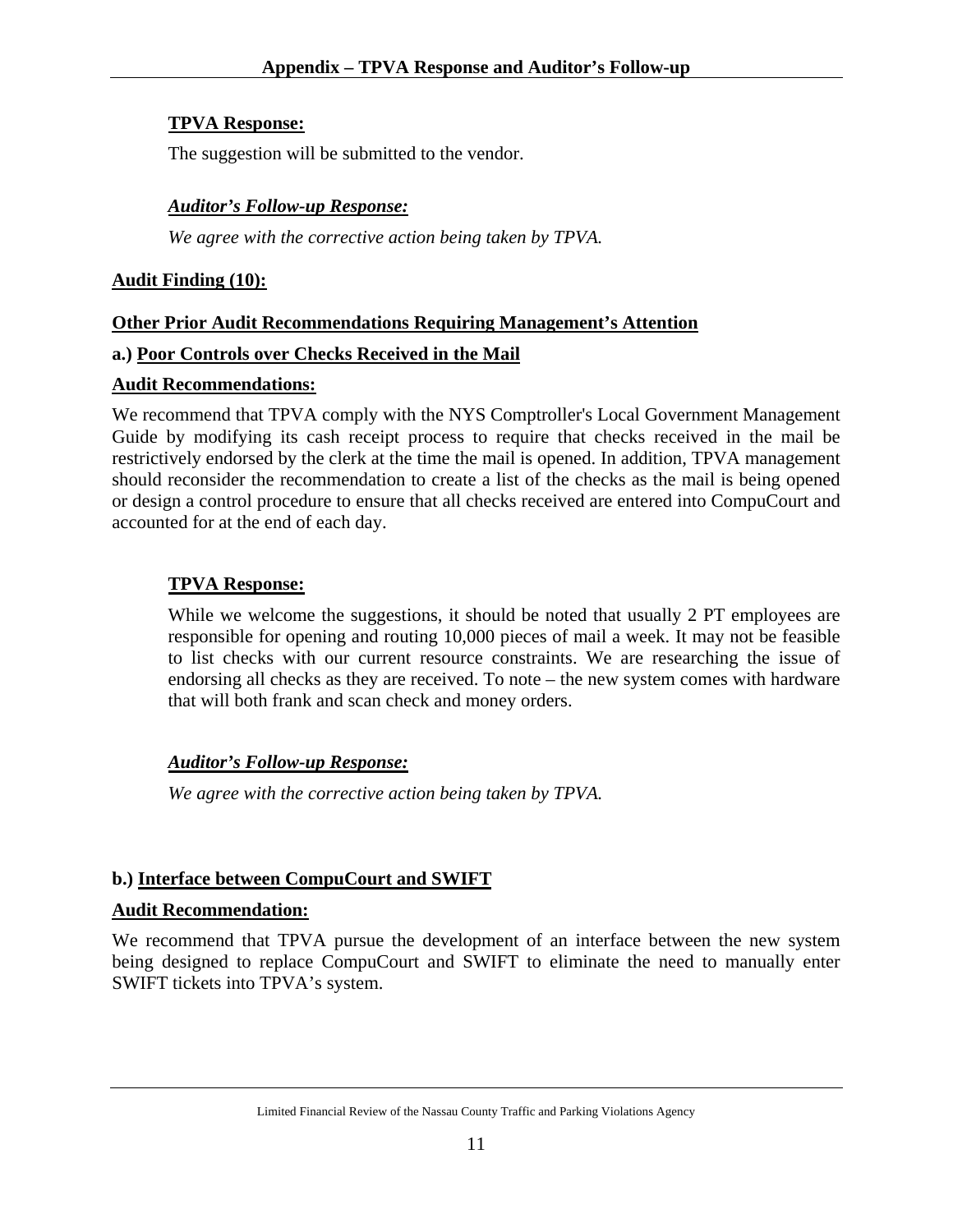**TPVA Response:**

The suggestion will be submitted to the vendor.

***Auditor's Follow-up Response:***

*We agree with the corrective action being taken by TPVA.*

**Audit Finding (10):**

**Other Prior Audit Recommendations Requiring Management's Attention**

**a.) Poor Controls over Checks Received in the Mail**

**Audit Recommendations:**

We recommend that TPVA comply with the NYS Comptroller's Local Government Management Guide by modifying its cash receipt process to require that checks received in the mail be restrictively endorsed by the clerk at the time the mail is opened. In addition, TPVA management should reconsider the recommendation to create a list of the checks as the mail is being opened or design a control procedure to ensure that all checks received are entered into CompuCourt and accounted for at the end of each day.

**TPVA Response:**

While we welcome the suggestions, it should be noted that usually 2 PT employees are responsible for opening and routing 10,000 pieces of mail a week. It may not be feasible to list checks with our current resource constraints. We are researching the issue of endorsing all checks as they are received. To note – the new system comes with hardware that will both frank and scan check and money orders.

***Auditor's Follow-up Response:***

*We agree with the corrective action being taken by TPVA.*

**b.) Interface between CompuCourt and SWIFT**

**Audit Recommendation:**

We recommend that TPVA pursue the development of an interface between the new system being designed to replace CompuCourt and SWIFT to eliminate the need to manually enter SWIFT tickets into TPVA's system.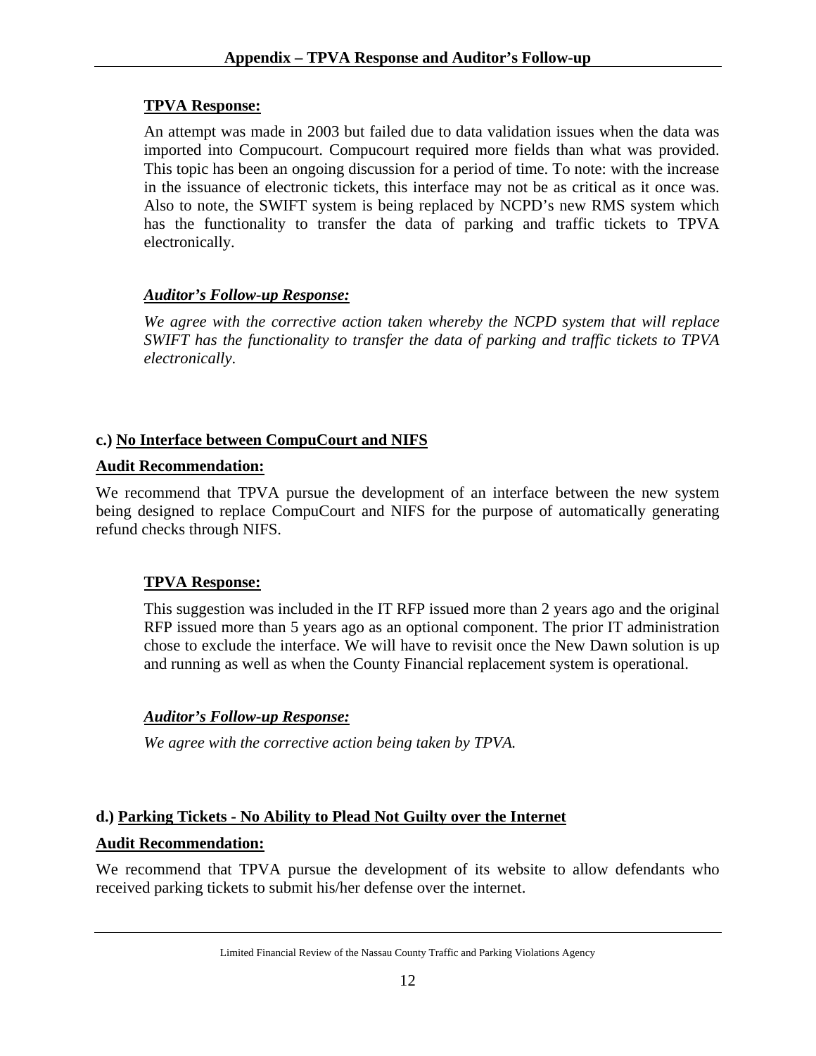**TPVA Response:**

An attempt was made in 2003 but failed due to data validation issues when the data was imported into Compucourt. Compucourt required more fields than what was provided. This topic has been an ongoing discussion for a period of time. To note: with the increase in the issuance of electronic tickets, this interface may not be as critical as it once was. Also to note, the SWIFT system is being replaced by NCPD's new RMS system which has the functionality to transfer the data of parking and traffic tickets to TPVA electronically.

***Auditor's Follow-up Response:***

*We agree with the corrective action taken whereby the NCPD system that will replace SWIFT has the functionality to transfer the data of parking and traffic tickets to TPVA electronically*.

**c.) No Interface between CompuCourt and NIFS**

**Audit Recommendation:**

We recommend that TPVA pursue the development of an interface between the new system being designed to replace CompuCourt and NIFS for the purpose of automatically generating refund checks through NIFS.

**TPVA Response:**

This suggestion was included in the IT RFP issued more than 2 years ago and the original RFP issued more than 5 years ago as an optional component. The prior IT administration chose to exclude the interface. We will have to revisit once the New Dawn solution is up and running as well as when the County Financial replacement system is operational.

***Auditor's Follow-up Response:***

*We agree with the corrective action being taken by TPVA.*

**d.) Parking Tickets - No Ability to Plead Not Guilty over the Internet**

**Audit Recommendation:**

We recommend that TPVA pursue the development of its website to allow defendants who received parking tickets to submit his/her defense over the internet.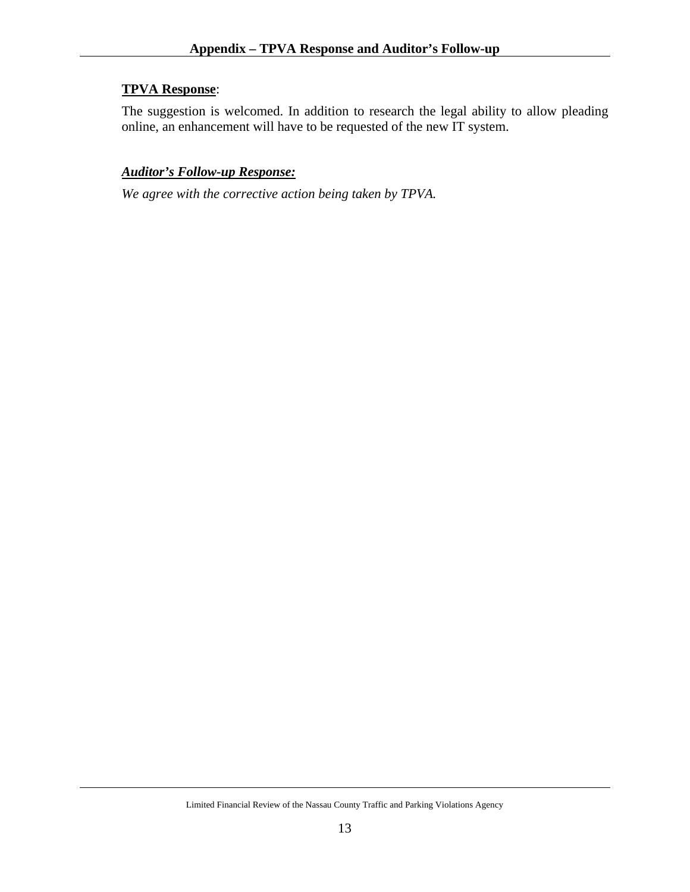**TPVA Response**:

The suggestion is welcomed. In addition to research the legal ability to allow pleading online, an enhancement will have to be requested of the new IT system.

***Auditor's Follow-up Response:***

*We agree with the corrective action being taken by TPVA.*